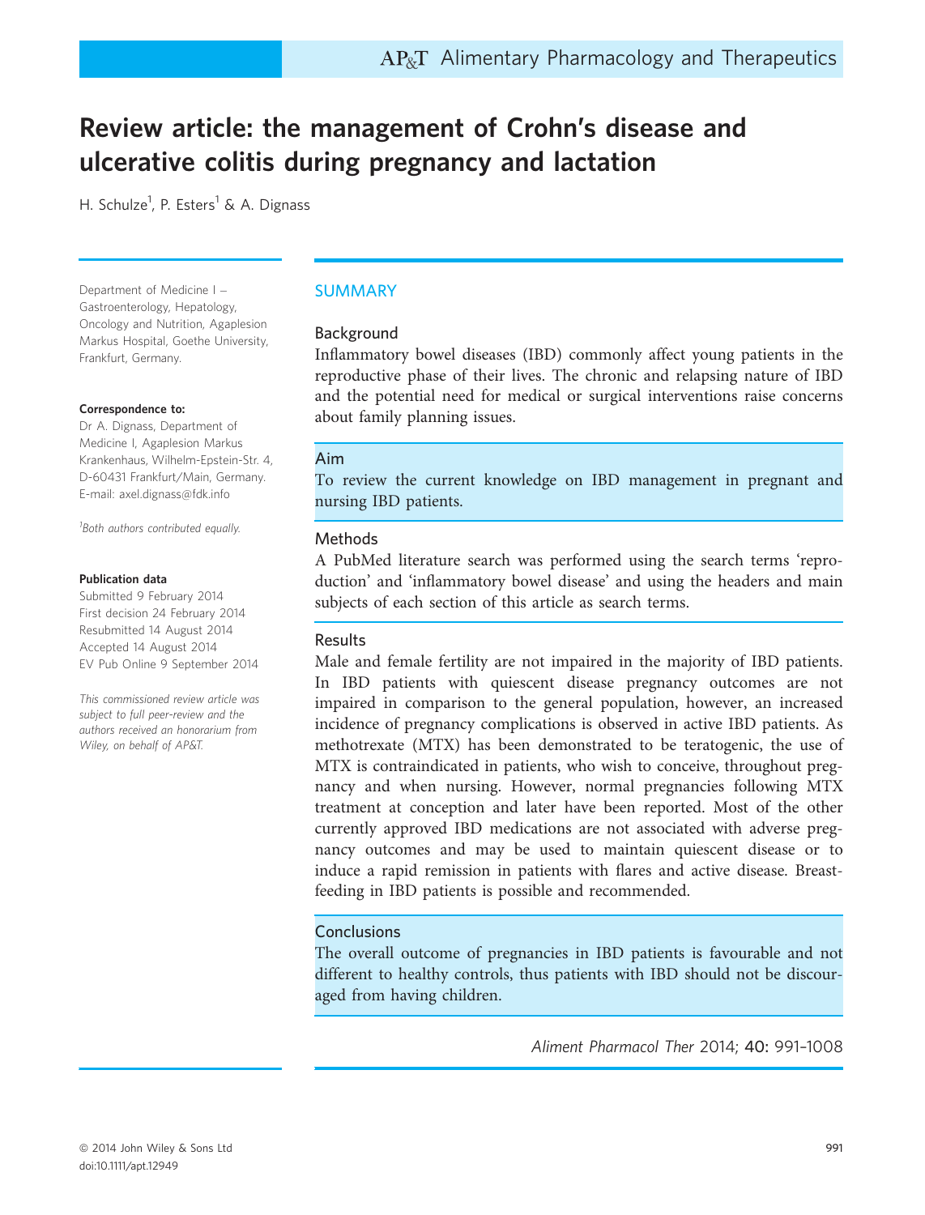# Review article: the management of Crohn's disease and ulcerative colitis during pregnancy and lactation

H. Schulze[1], P. Esters[1] & A. Dignass

Department of Medicine I – Gastroenterology, Hepatology, Oncology and Nutrition, Agaplesion Markus Hospital, Goethe University, Frankfurt, Germany.

**Correspondence to:**
Dr A. Dignass, Department of Medicine I, Agaplesion Markus Krankenhaus, Wilhelm-Epstein-Str. 4, D-60431 Frankfurt/Main, Germany.
E-mail: axel.dignass@fdk.info

*[1]Both authors contributed equally.*

**Publication data**
Submitted 9 February 2014
First decision 24 February 2014
Resubmitted 14 August 2014
Accepted 14 August 2014
EV Pub Online 9 September 2014

*This commissioned review article was subject to full peer-review and the authors received an honorarium from Wiley, on behalf of AP&T.*

## SUMMARY

### Background

Inflammatory bowel diseases (IBD) commonly affect young patients in the reproductive phase of their lives. The chronic and relapsing nature of IBD and the potential need for medical or surgical interventions raise concerns about family planning issues.

### Aim

To review the current knowledge on IBD management in pregnant and nursing IBD patients.

### Methods

A PubMed literature search was performed using the search terms 'reproduction' and 'inflammatory bowel disease' and using the headers and main subjects of each section of this article as search terms.

### Results

Male and female fertility are not impaired in the majority of IBD patients. In IBD patients with quiescent disease pregnancy outcomes are not impaired in comparison to the general population, however, an increased incidence of pregnancy complications is observed in active IBD patients. As methotrexate (MTX) has been demonstrated to be teratogenic, the use of MTX is contraindicated in patients, who wish to conceive, throughout pregnancy and when nursing. However, normal pregnancies following MTX treatment at conception and later have been reported. Most of the other currently approved IBD medications are not associated with adverse pregnancy outcomes and may be used to maintain quiescent disease or to induce a rapid remission in patients with flares and active disease. Breast-feeding in IBD patients is possible and recommended.

### Conclusions

The overall outcome of pregnancies in IBD patients is favourable and not different to healthy controls, thus patients with IBD should not be discouraged from having children.

*Aliment Pharmacol Ther* 2014; **40**: 991–1008

© 2014 John Wiley & Sons Ltd
doi:10.1111/apt.12949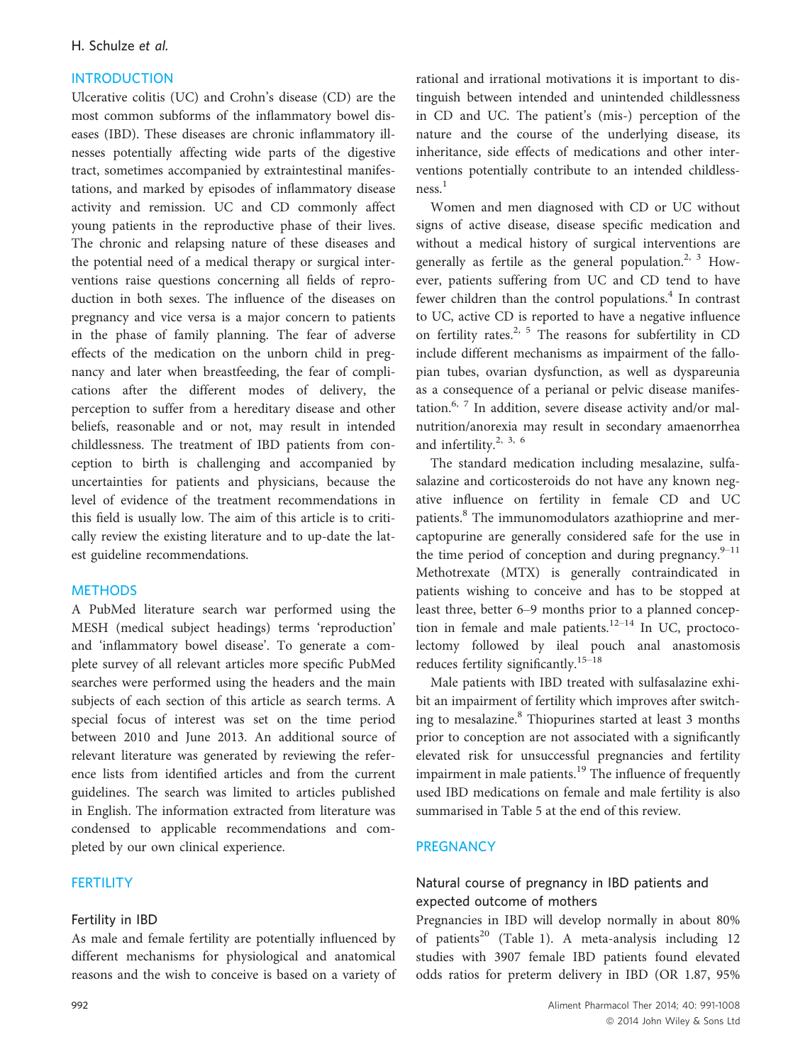## INTRODUCTION

Ulcerative colitis (UC) and Crohn's disease (CD) are the most common subforms of the inflammatory bowel diseases (IBD). These diseases are chronic inflammatory illnesses potentially affecting wide parts of the digestive tract, sometimes accompanied by extraintestinal manifestations, and marked by episodes of inflammatory disease activity and remission. UC and CD commonly affect young patients in the reproductive phase of their lives. The chronic and relapsing nature of these diseases and the potential need of a medical therapy or surgical interventions raise questions concerning all fields of reproduction in both sexes. The influence of the diseases on pregnancy and vice versa is a major concern to patients in the phase of family planning. The fear of adverse effects of the medication on the unborn child in pregnancy and later when breastfeeding, the fear of complications after the different modes of delivery, the perception to suffer from a hereditary disease and other beliefs, reasonable and or not, may result in intended childlessness. The treatment of IBD patients from conception to birth is challenging and accompanied by uncertainties for patients and physicians, because the level of evidence of the treatment recommendations in this field is usually low. The aim of this article is to critically review the existing literature and to up-date the latest guideline recommendations.

## METHODS

A PubMed literature search war performed using the MESH (medical subject headings) terms 'reproduction' and 'inflammatory bowel disease'. To generate a complete survey of all relevant articles more specific PubMed searches were performed using the headers and the main subjects of each section of this article as search terms. A special focus of interest was set on the time period between 2010 and June 2013. An additional source of relevant literature was generated by reviewing the reference lists from identified articles and from the current guidelines. The search was limited to articles published in English. The information extracted from literature was condensed to applicable recommendations and completed by our own clinical experience.

## FERTILITY

### Fertility in IBD

As male and female fertility are potentially influenced by different mechanisms for physiological and anatomical reasons and the wish to conceive is based on a variety of rational and irrational motivations it is important to distinguish between intended and unintended childlessness in CD and UC. The patient's (mis-) perception of the nature and the course of the underlying disease, its inheritance, side effects of medications and other interventions potentially contribute to an intended childlessness.[1]

Women and men diagnosed with CD or UC without signs of active disease, disease specific medication and without a medical history of surgical interventions are generally as fertile as the general population.[2, 3] However, patients suffering from UC and CD tend to have fewer children than the control populations.[4] In contrast to UC, active CD is reported to have a negative influence on fertility rates.[2, 5] The reasons for subfertility in CD include different mechanisms as impairment of the fallopian tubes, ovarian dysfunction, as well as dyspareunia as a consequence of a perianal or pelvic disease manifestation.[6, 7] In addition, severe disease activity and/or malnutrition/anorexia may result in secondary amaenorrhea and infertility.[2, 3, 6]

The standard medication including mesalazine, sulfasalazine and corticosteroids do not have any known negative influence on fertility in female CD and UC patients.[8] The immunomodulators azathioprine and mercaptopurine are generally considered safe for the use in the time period of conception and during pregnancy.[9–11] Methotrexate (MTX) is generally contraindicated in patients wishing to conceive and has to be stopped at least three, better 6–9 months prior to a planned conception in female and male patients.[12–14] In UC, proctocolectomy followed by ileal pouch anal anastomosis reduces fertility significantly.[15–18]

Male patients with IBD treated with sulfasalazine exhibit an impairment of fertility which improves after switching to mesalazine.[8] Thiopurines started at least 3 months prior to conception are not associated with a significantly elevated risk for unsuccessful pregnancies and fertility impairment in male patients.[19] The influence of frequently used IBD medications on female and male fertility is also summarised in Table 5 at the end of this review.

## PREGNANCY

### Natural course of pregnancy in IBD patients and expected outcome of mothers

Pregnancies in IBD will develop normally in about 80% of patients[20] (Table 1). A meta-analysis including 12 studies with 3907 female IBD patients found elevated odds ratios for preterm delivery in IBD (OR 1.87, 95%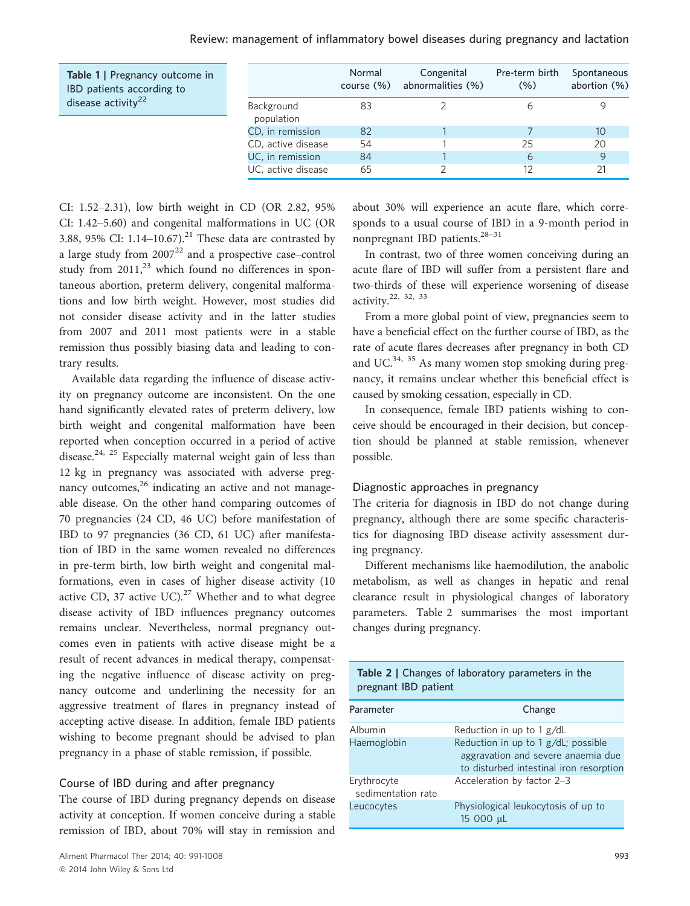**Table 1 | Pregnancy outcome in IBD patients according to disease activity[22]**

| | Normal course (%) | Congenital abnormalities (%) | Pre-term birth (%) | Spontaneous abortion (%) |
|---|---|---|---|---|
| Background population | 83 | 2 | 6 | 9 |
| CD, in remission | 82 | 1 | 7 | 10 |
| CD, active disease | 54 | 1 | 25 | 20 |
| UC, in remission | 84 | 1 | 6 | 9 |
| UC, active disease | 65 | 2 | 12 | 21 |

CI: 1.52–2.31), low birth weight in CD (OR 2.82, 95% CI: 1.42–5.60) and congenital malformations in UC (OR 3.88, 95% CI: 1.14–10.67).[21] These data are contrasted by a large study from 2007[22] and a prospective case–control study from 2011,[23] which found no differences in spontaneous abortion, preterm delivery, congenital malformations and low birth weight. However, most studies did not consider disease activity and in the latter studies from 2007 and 2011 most patients were in a stable remission thus possibly biasing data and leading to contrary results.

Available data regarding the influence of disease activity on pregnancy outcome are inconsistent. On the one hand significantly elevated rates of preterm delivery, low birth weight and congenital malformation have been reported when conception occurred in a period of active disease.[24, 25] Especially maternal weight gain of less than 12 kg in pregnancy was associated with adverse pregnancy outcomes,[26] indicating an active and not manageable disease. On the other hand comparing outcomes of 70 pregnancies (24 CD, 46 UC) before manifestation of IBD to 97 pregnancies (36 CD, 61 UC) after manifestation of IBD in the same women revealed no differences in pre-term birth, low birth weight and congenital malformations, even in cases of higher disease activity (10 active CD, 37 active UC).[27] Whether and to what degree disease activity of IBD influences pregnancy outcomes remains unclear. Nevertheless, normal pregnancy outcomes even in patients with active disease might be a result of recent advances in medical therapy, compensating the negative influence of disease activity on pregnancy outcome and underlining the necessity for an aggressive treatment of flares in pregnancy instead of accepting active disease. In addition, female IBD patients wishing to become pregnant should be advised to plan pregnancy in a phase of stable remission, if possible.

### Course of IBD during and after pregnancy

The course of IBD during pregnancy depends on disease activity at conception. If women conceive during a stable remission of IBD, about 70% will stay in remission and about 30% will experience an acute flare, which corresponds to a usual course of IBD in a 9-month period in nonpregnant IBD patients.[28–31]

In contrast, two of three women conceiving during an acute flare of IBD will suffer from a persistent flare and two-thirds of these will experience worsening of disease activity.[22, 32, 33]

From a more global point of view, pregnancies seem to have a beneficial effect on the further course of IBD, as the rate of acute flares decreases after pregnancy in both CD and UC.[34, 35] As many women stop smoking during pregnancy, it remains unclear whether this beneficial effect is caused by smoking cessation, especially in CD.

In consequence, female IBD patients wishing to conceive should be encouraged in their decision, but conception should be planned at stable remission, whenever possible.

### Diagnostic approaches in pregnancy

The criteria for diagnosis in IBD do not change during pregnancy, although there are some specific characteristics for diagnosing IBD disease activity assessment during pregnancy.

Different mechanisms like haemodilution, the anabolic metabolism, as well as changes in hepatic and renal clearance result in physiological changes of laboratory parameters. Table 2 summarises the most important changes during pregnancy.

**Table 2 | Changes of laboratory parameters in the pregnant IBD patient**

| Parameter | Change |
|---|---|
| Albumin | Reduction in up to 1 g/dL |
| Haemoglobin | Reduction in up to 1 g/dL; possible aggravation and severe anaemia due to disturbed intestinal iron resorption |
| Erythrocyte sedimentation rate | Acceleration by factor 2–3 |
| Leucocytes | Physiological leukocytosis of up to 15 000 μL |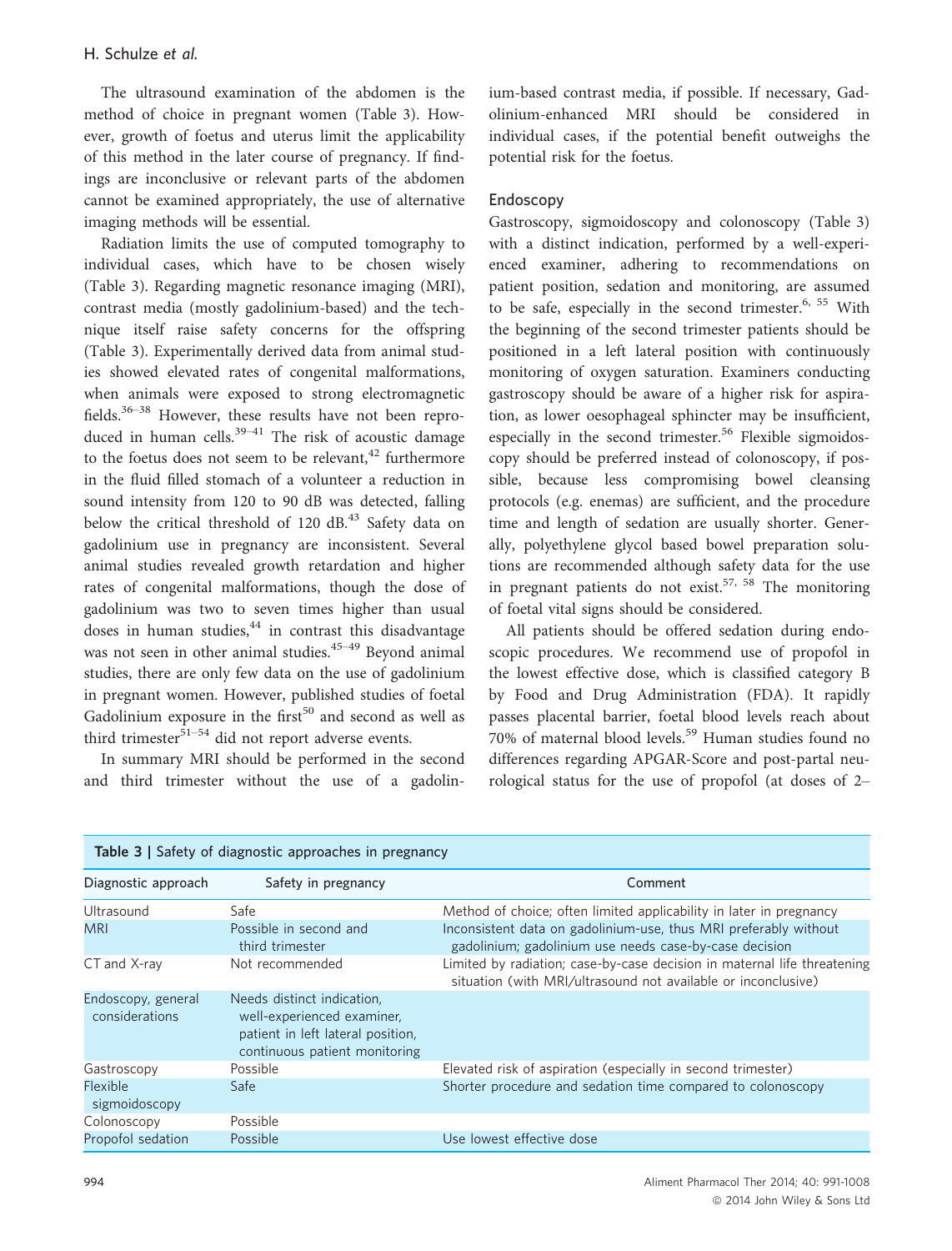The ultrasound examination of the abdomen is the method of choice in pregnant women (Table 3). However, growth of foetus and uterus limit the applicability of this method in the later course of pregnancy. If findings are inconclusive or relevant parts of the abdomen cannot be examined appropriately, the use of alternative imaging methods will be essential.

Radiation limits the use of computed tomography to individual cases, which have to be chosen wisely (Table 3). Regarding magnetic resonance imaging (MRI), contrast media (mostly gadolinium-based) and the technique itself raise safety concerns for the offspring (Table 3). Experimentally derived data from animal studies showed elevated rates of congenital malformations, when animals were exposed to strong electromagnetic fields.[36–38] However, these results have not been reproduced in human cells.[39–41] The risk of acoustic damage to the foetus does not seem to be relevant,[42] furthermore in the fluid filled stomach of a volunteer a reduction in sound intensity from 120 to 90 dB was detected, falling below the critical threshold of 120 dB.[43] Safety data on gadolinium use in pregnancy are inconsistent. Several animal studies revealed growth retardation and higher rates of congenital malformations, though the dose of gadolinium was two to seven times higher than usual doses in human studies,[44] in contrast this disadvantage was not seen in other animal studies.[45–49] Beyond animal studies, there are only few data on the use of gadolinium in pregnant women. However, published studies of foetal Gadolinium exposure in the first[50] and second as well as third trimester[51–54] did not report adverse events.

In summary MRI should be performed in the second and third trimester without the use of a gadolinium-based contrast media, if possible. If necessary, Gadolinium-enhanced MRI should be considered in individual cases, if the potential benefit outweighs the potential risk for the foetus.

## Endoscopy

Gastroscopy, sigmoidoscopy and colonoscopy (Table 3) with a distinct indication, performed by a well-experienced examiner, adhering to recommendations on patient position, sedation and monitoring, are assumed to be safe, especially in the second trimester.[6, 55] With the beginning of the second trimester patients should be positioned in a left lateral position with continuously monitoring of oxygen saturation. Examiners conducting gastroscopy should be aware of a higher risk for aspiration, as lower oesophageal sphincter may be insufficient, especially in the second trimester.[56] Flexible sigmoidoscopy should be preferred instead of colonoscopy, if possible, because less compromising bowel cleansing protocols (e.g. enemas) are sufficient, and the procedure time and length of sedation are usually shorter. Generally, polyethylene glycol based bowel preparation solutions are recommended although safety data for the use in pregnant patients do not exist.[57, 58] The monitoring of foetal vital signs should be considered.

All patients should be offered sedation during endoscopic procedures. We recommend use of propofol in the lowest effective dose, which is classified category B by Food and Drug Administration (FDA). It rapidly passes placental barrier, foetal blood levels reach about 70% of maternal blood levels.[59] Human studies found no differences regarding APGAR-Score and post-partal neurological status for the use of propofol (at doses of 2–

**Table 3 | Safety of diagnostic approaches in pregnancy**

| Diagnostic approach | Safety in pregnancy | Comment |
|---|---|---|
| Ultrasound | Safe | Method of choice; often limited applicability in later in pregnancy |
| MRI | Possible in second and third trimester | Inconsistent data on gadolinium-use, thus MRI preferably without gadolinium; gadolinium use needs case-by-case decision |
| CT and X-ray | Not recommended | Limited by radiation; case-by-case decision in maternal life threatening situation (with MRI/ultrasound not available or inconclusive) |
| Endoscopy, general considerations | Needs distinct indication, well-experienced examiner, patient in left lateral position, continuous patient monitoring | |
| Gastroscopy | Possible | Elevated risk of aspiration (especially in second trimester) |
| Flexible sigmoidoscopy | Safe | Shorter procedure and sedation time compared to colonoscopy |
| Colonoscopy | Possible | |
| Propofol sedation | Possible | Use lowest effective dose |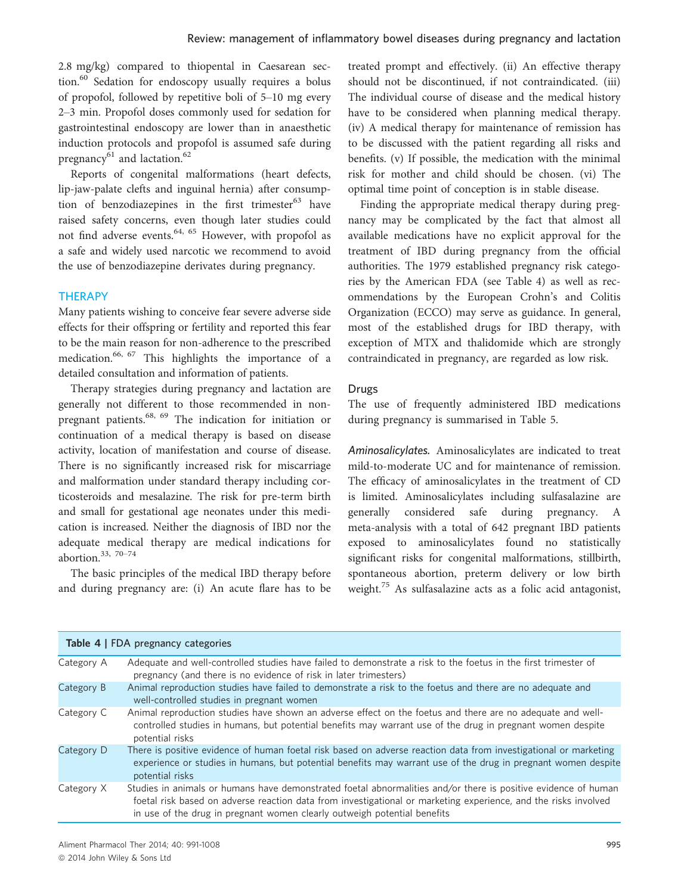2.8 mg/kg) compared to thiopental in Caesarean section.[60] Sedation for endoscopy usually requires a bolus of propofol, followed by repetitive boli of 5–10 mg every 2–3 min. Propofol doses commonly used for sedation for gastrointestinal endoscopy are lower than in anaesthetic induction protocols and propofol is assumed safe during pregnancy[61] and lactation.[62]

Reports of congenital malformations (heart defects, lip-jaw-palate clefts and inguinal hernia) after consumption of benzodiazepines in the first trimester[63] have raised safety concerns, even though later studies could not find adverse events.[64, 65] However, with propofol as a safe and widely used narcotic we recommend to avoid the use of benzodiazepine derivates during pregnancy.

## THERAPY

Many patients wishing to conceive fear severe adverse side effects for their offspring or fertility and reported this fear to be the main reason for non-adherence to the prescribed medication.[66, 67] This highlights the importance of a detailed consultation and information of patients.

Therapy strategies during pregnancy and lactation are generally not different to those recommended in non-pregnant patients.[68, 69] The indication for initiation or continuation of a medical therapy is based on disease activity, location of manifestation and course of disease. There is no significantly increased risk for miscarriage and malformation under standard therapy including corticosteroids and mesalazine. The risk for pre-term birth and small for gestational age neonates under this medication is increased. Neither the diagnosis of IBD nor the adequate medical therapy are medical indications for abortion.[33, 70–74]

The basic principles of the medical IBD therapy before and during pregnancy are: (i) An acute flare has to be treated prompt and effectively. (ii) An effective therapy should not be discontinued, if not contraindicated. (iii) The individual course of disease and the medical history have to be considered when planning medical therapy. (iv) A medical therapy for maintenance of remission has to be discussed with the patient regarding all risks and benefits. (v) If possible, the medication with the minimal risk for mother and child should be chosen. (vi) The optimal time point of conception is in stable disease.

Finding the appropriate medical therapy during pregnancy may be complicated by the fact that almost all available medications have no explicit approval for the treatment of IBD during pregnancy from the official authorities. The 1979 established pregnancy risk categories by the American FDA (see Table 4) as well as recommendations by the European Crohn's and Colitis Organization (ECCO) may serve as guidance. In general, most of the established drugs for IBD therapy, with exception of MTX and thalidomide which are strongly contraindicated in pregnancy, are regarded as low risk.

### Drugs

The use of frequently administered IBD medications during pregnancy is summarised in Table 5.

*Aminosalicylates.* Aminosalicylates are indicated to treat mild-to-moderate UC and for maintenance of remission. The efficacy of aminosalicylates in the treatment of CD is limited. Aminosalicylates including sulfasalazine are generally considered safe during pregnancy. A meta-analysis with a total of 642 pregnant IBD patients exposed to aminosalicylates found no statistically significant risks for congenital malformations, stillbirth, spontaneous abortion, preterm delivery or low birth weight.[75] As sulfasalazine acts as a folic acid antagonist,

**Table 4** | FDA pregnancy categories

| | |
|---|---|
| Category A | Adequate and well-controlled studies have failed to demonstrate a risk to the foetus in the first trimester of pregnancy (and there is no evidence of risk in later trimesters) |
| Category B | Animal reproduction studies have failed to demonstrate a risk to the foetus and there are no adequate and well-controlled studies in pregnant women |
| Category C | Animal reproduction studies have shown an adverse effect on the foetus and there are no adequate and well-controlled studies in humans, but potential benefits may warrant use of the drug in pregnant women despite potential risks |
| Category D | There is positive evidence of human foetal risk based on adverse reaction data from investigational or marketing experience or studies in humans, but potential benefits may warrant use of the drug in pregnant women despite potential risks |
| Category X | Studies in animals or humans have demonstrated foetal abnormalities and/or there is positive evidence of human foetal risk based on adverse reaction data from investigational or marketing experience, and the risks involved in use of the drug in pregnant women clearly outweigh potential benefits |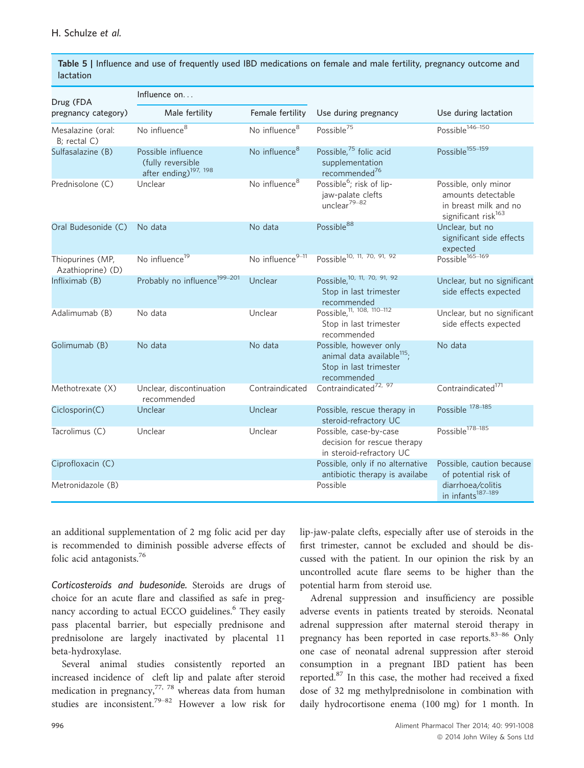**Table 5 | Influence and use of frequently used IBD medications on female and male fertility, pregnancy outcome and lactation**

| Drug (FDA pregnancy category) | Influence on… | | Use during pregnancy | Use during lactation |
|---|---|---|---|---|
| | Male fertility | Female fertility | | |
| Mesalazine (oral: B; rectal C) | No influence[8] | No influence[8] | Possible[75] | Possible[146–150] |
| Sulfasalazine (B) | Possible influence (fully reversible after ending)[197, 198] | No influence[8] | Possible,[75] folic acid supplementation recommended[76] | Possible[155–159] |
| Prednisolone (C) | Unclear | No influence[8] | Possible[6]; risk of lip-jaw-palate clefts unclear[79–82] | Possible, only minor amounts detectable in breast milk and no significant risk[163] |
| Oral Budesonide (C) | No data | No data | Possible[88] | Unclear, but no significant side effects expected |
| Thiopurines (MP, Azathioprine) (D) | No influence[19] | No influence[9–11] | Possible[10, 11, 70, 91, 92] | Possible[165–169] |
| Infliximab (B) | Probably no influence[199–201] | Unclear | Possible,[10, 11, 70, 91, 92] Stop in last trimester recommended | Unclear, but no significant side effects expected |
| Adalimumab (B) | No data | Unclear | Possible,[11, 108, 110–112] Stop in last trimester recommended | Unclear, but no significant side effects expected |
| Golimumab (B) | No data | No data | Possible, however only animal data available[115]; Stop in last trimester recommended | No data |
| Methotrexate (X) | Unclear, discontinuation recommended | Contraindicated | Contraindicated[72, 97] | Contraindicated[171] |
| Ciclosporin(C) | Unclear | Unclear | Possible, rescue therapy in steroid-refractory UC | Possible [178–185] |
| Tacrolimus (C) | Unclear | Unclear | Possible, case-by-case decision for rescue therapy in steroid-refractory UC | Possible[178–185] |
| Ciprofloxacin (C) | | | Possible, only if no alternative antibiotic therapy is availabe | Possible, caution because of potential risk of diarrhoea/colitis in infants[187–189] |
| Metronidazole (B) | | | Possible | |

an additional supplementation of 2 mg folic acid per day is recommended to diminish possible adverse effects of folic acid antagonists.[76]

*Corticosteroids and budesonide.* Steroids are drugs of choice for an acute flare and classified as safe in pregnancy according to actual ECCO guidelines.[6] They easily pass placental barrier, but especially prednisone and prednisolone are largely inactivated by placental 11 beta-hydroxylase.

Several animal studies consistently reported an increased incidence of cleft lip and palate after steroid medication in pregnancy,[77, 78] whereas data from human studies are inconsistent.[79–82] However a low risk for lip-jaw-palate clefts, especially after use of steroids in the first trimester, cannot be excluded and should be discussed with the patient. In our opinion the risk by an uncontrolled acute flare seems to be higher than the potential harm from steroid use.

Adrenal suppression and insufficiency are possible adverse events in patients treated by steroids. Neonatal adrenal suppression after maternal steroid therapy in pregnancy has been reported in case reports.[83–86] Only one case of neonatal adrenal suppression after steroid consumption in a pregnant IBD patient has been reported.[87] In this case, the mother had received a fixed dose of 32 mg methylprednisolone in combination with daily hydrocortisone enema (100 mg) for 1 month. In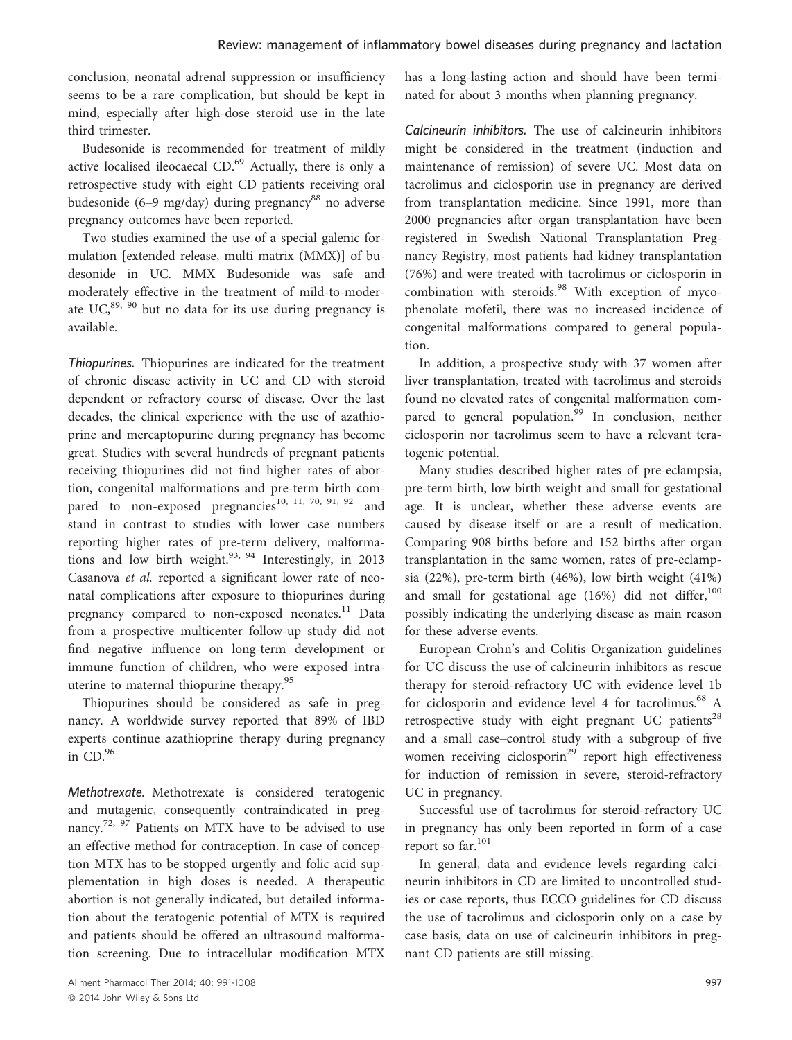conclusion, neonatal adrenal suppression or insufficiency seems to be a rare complication, but should be kept in mind, especially after high-dose steroid use in the late third trimester.

Budesonide is recommended for treatment of mildly active localised ileocaecal CD.[69] Actually, there is only a retrospective study with eight CD patients receiving oral budesonide (6–9 mg/day) during pregnancy[88] no adverse pregnancy outcomes have been reported.

Two studies examined the use of a special galenic formulation [extended release, multi matrix (MMX)] of budesonide in UC. MMX Budesonide was safe and moderately effective in the treatment of mild-to-moderate UC,[89, 90] but no data for its use during pregnancy is available.

*Thiopurines.* Thiopurines are indicated for the treatment of chronic disease activity in UC and CD with steroid dependent or refractory course of disease. Over the last decades, the clinical experience with the use of azathioprine and mercaptopurine during pregnancy has become great. Studies with several hundreds of pregnant patients receiving thiopurines did not find higher rates of abortion, congenital malformations and pre-term birth compared to non-exposed pregnancies[10, 11, 70, 91, 92] and stand in contrast to studies with lower case numbers reporting higher rates of pre-term delivery, malformations and low birth weight.[93, 94] Interestingly, in 2013 Casanova *et al.* reported a significant lower rate of neonatal complications after exposure to thiopurines during pregnancy compared to non-exposed neonates.[11] Data from a prospective multicenter follow-up study did not find negative influence on long-term development or immune function of children, who were exposed intrauterine to maternal thiopurine therapy.[95]

Thiopurines should be considered as safe in pregnancy. A worldwide survey reported that 89% of IBD experts continue azathioprine therapy during pregnancy in CD.[96]

*Methotrexate.* Methotrexate is considered teratogenic and mutagenic, consequently contraindicated in pregnancy.[72, 97] Patients on MTX have to be advised to use an effective method for contraception. In case of conception MTX has to be stopped urgently and folic acid supplementation in high doses is needed. A therapeutic abortion is not generally indicated, but detailed information about the teratogenic potential of MTX is required and patients should be offered an ultrasound malformation screening. Due to intracellular modification MTX has a long-lasting action and should have been terminated for about 3 months when planning pregnancy.

*Calcineurin inhibitors.* The use of calcineurin inhibitors might be considered in the treatment (induction and maintenance of remission) of severe UC. Most data on tacrolimus and ciclosporin use in pregnancy are derived from transplantation medicine. Since 1991, more than 2000 pregnancies after organ transplantation have been registered in Swedish National Transplantation Pregnancy Registry, most patients had kidney transplantation (76%) and were treated with tacrolimus or ciclosporin in combination with steroids.[98] With exception of mycophenolate mofetil, there was no increased incidence of congenital malformations compared to general population.

In addition, a prospective study with 37 women after liver transplantation, treated with tacrolimus and steroids found no elevated rates of congenital malformation compared to general population.[99] In conclusion, neither ciclosporin nor tacrolimus seem to have a relevant teratogenic potential.

Many studies described higher rates of pre-eclampsia, pre-term birth, low birth weight and small for gestational age. It is unclear, whether these adverse events are caused by disease itself or are a result of medication. Comparing 908 births before and 152 births after organ transplantation in the same women, rates of pre-eclampsia (22%), pre-term birth (46%), low birth weight (41%) and small for gestational age (16%) did not differ,[100] possibly indicating the underlying disease as main reason for these adverse events.

European Crohn's and Colitis Organization guidelines for UC discuss the use of calcineurin inhibitors as rescue therapy for steroid-refractory UC with evidence level 1b for ciclosporin and evidence level 4 for tacrolimus.[68] A retrospective study with eight pregnant UC patients[28] and a small case–control study with a subgroup of five women receiving ciclosporin[29] report high effectiveness for induction of remission in severe, steroid-refractory UC in pregnancy.

Successful use of tacrolimus for steroid-refractory UC in pregnancy has only been reported in form of a case report so far.[101]

In general, data and evidence levels regarding calcineurin inhibitors in CD are limited to uncontrolled studies or case reports, thus ECCO guidelines for CD discuss the use of tacrolimus and ciclosporin only on a case by case basis, data on use of calcineurin inhibitors in pregnant CD patients are still missing.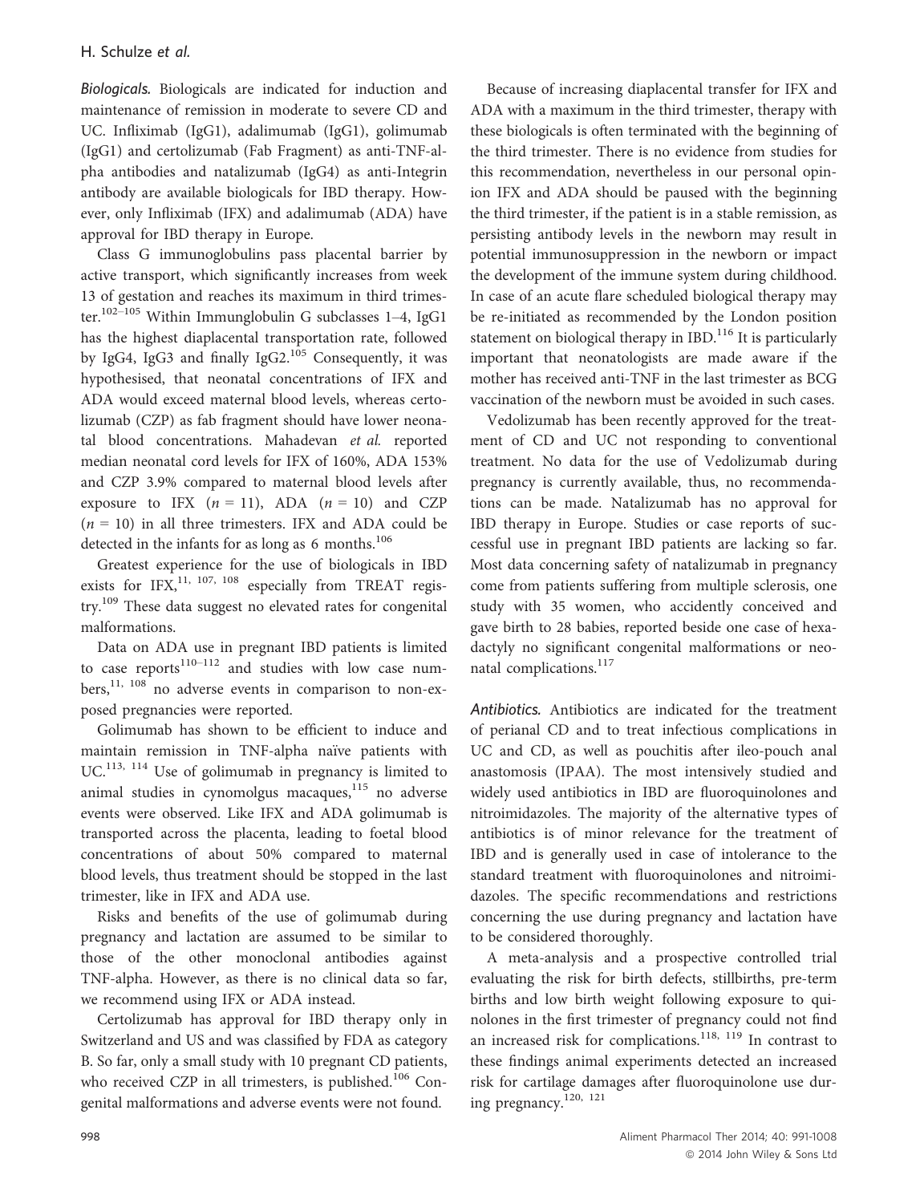*Biologicals.* Biologicals are indicated for induction and maintenance of remission in moderate to severe CD and UC. Infliximab (IgG1), adalimumab (IgG1), golimumab (IgG1) and certolizumab (Fab Fragment) as anti-TNF-alpha antibodies and natalizumab (IgG4) as anti-Integrin antibody are available biologicals for IBD therapy. However, only Infliximab (IFX) and adalimumab (ADA) have approval for IBD therapy in Europe.

Class G immunoglobulins pass placental barrier by active transport, which significantly increases from week 13 of gestation and reaches its maximum in third trimester.[102–105] Within Immunglobulin G subclasses 1–4, IgG1 has the highest diaplacental transportation rate, followed by IgG4, IgG3 and finally IgG2.[105] Consequently, it was hypothesised, that neonatal concentrations of IFX and ADA would exceed maternal blood levels, whereas certolizumab (CZP) as fab fragment should have lower neonatal blood concentrations. Mahadevan *et al.* reported median neonatal cord levels for IFX of 160%, ADA 153% and CZP 3.9% compared to maternal blood levels after exposure to IFX ($n = 11$), ADA ($n = 10$) and CZP ($n = 10$) in all three trimesters. IFX and ADA could be detected in the infants for as long as 6 months.[106]

Greatest experience for the use of biologicals in IBD exists for IFX,[11, 107, 108] especially from TREAT registry.[109] These data suggest no elevated rates for congenital malformations.

Data on ADA use in pregnant IBD patients is limited to case reports[110–112] and studies with low case numbers,[11, 108] no adverse events in comparison to non-exposed pregnancies were reported.

Golimumab has shown to be efficient to induce and maintain remission in TNF-alpha naïve patients with UC.[113, 114] Use of golimumab in pregnancy is limited to animal studies in cynomolgus macaques,[115] no adverse events were observed. Like IFX and ADA golimumab is transported across the placenta, leading to foetal blood concentrations of about 50% compared to maternal blood levels, thus treatment should be stopped in the last trimester, like in IFX and ADA use.

Risks and benefits of the use of golimumab during pregnancy and lactation are assumed to be similar to those of the other monoclonal antibodies against TNF-alpha. However, as there is no clinical data so far, we recommend using IFX or ADA instead.

Certolizumab has approval for IBD therapy only in Switzerland and US and was classified by FDA as category B. So far, only a small study with 10 pregnant CD patients, who received CZP in all trimesters, is published.[106] Congenital malformations and adverse events were not found.

Because of increasing diaplacental transfer for IFX and ADA with a maximum in the third trimester, therapy with these biologicals is often terminated with the beginning of the third trimester. There is no evidence from studies for this recommendation, nevertheless in our personal opinion IFX and ADA should be paused with the beginning the third trimester, if the patient is in a stable remission, as persisting antibody levels in the newborn may result in potential immunosuppression in the newborn or impact the development of the immune system during childhood. In case of an acute flare scheduled biological therapy may be re-initiated as recommended by the London position statement on biological therapy in IBD.[116] It is particularly important that neonatologists are made aware if the mother has received anti-TNF in the last trimester as BCG vaccination of the newborn must be avoided in such cases.

Vedolizumab has been recently approved for the treatment of CD and UC not responding to conventional treatment. No data for the use of Vedolizumab during pregnancy is currently available, thus, no recommendations can be made. Natalizumab has no approval for IBD therapy in Europe. Studies or case reports of successful use in pregnant IBD patients are lacking so far. Most data concerning safety of natalizumab in pregnancy come from patients suffering from multiple sclerosis, one study with 35 women, who accidently conceived and gave birth to 28 babies, reported beside one case of hexadactyly no significant congenital malformations or neonatal complications.[117]

*Antibiotics.* Antibiotics are indicated for the treatment of perianal CD and to treat infectious complications in UC and CD, as well as pouchitis after ileo-pouch anal anastomosis (IPAA). The most intensively studied and widely used antibiotics in IBD are fluoroquinolones and nitroimidazoles. The majority of the alternative types of antibiotics is of minor relevance for the treatment of IBD and is generally used in case of intolerance to the standard treatment with fluoroquinolones and nitroimidazoles. The specific recommendations and restrictions concerning the use during pregnancy and lactation have to be considered thoroughly.

A meta-analysis and a prospective controlled trial evaluating the risk for birth defects, stillbirths, pre-term births and low birth weight following exposure to quinolones in the first trimester of pregnancy could not find an increased risk for complications.[118, 119] In contrast to these findings animal experiments detected an increased risk for cartilage damages after fluoroquinolone use during pregnancy.[120, 121]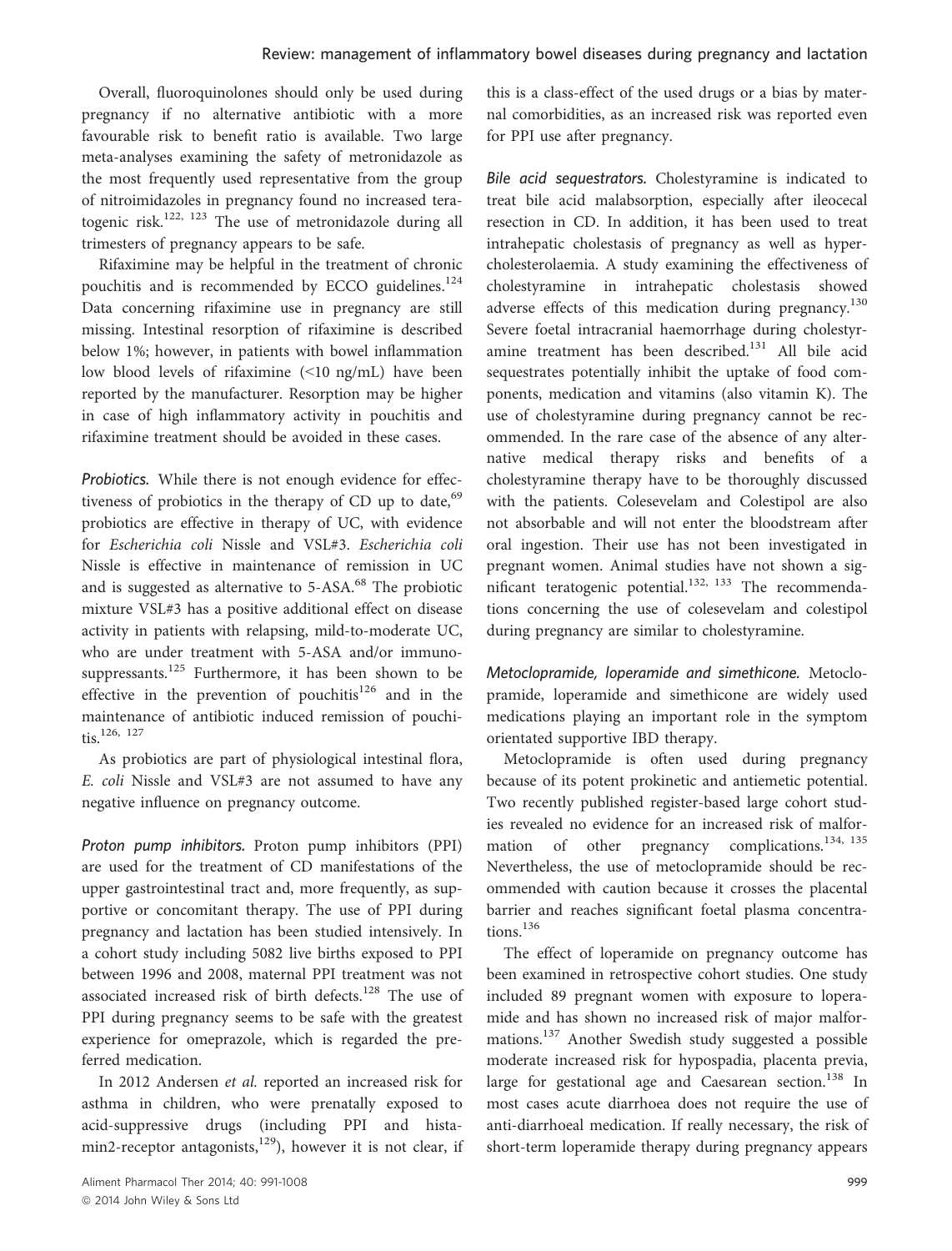Overall, fluoroquinolones should only be used during pregnancy if no alternative antibiotic with a more favourable risk to benefit ratio is available. Two large meta-analyses examining the safety of metronidazole as the most frequently used representative from the group of nitroimidazoles in pregnancy found no increased teratogenic risk.[122, 123] The use of metronidazole during all trimesters of pregnancy appears to be safe.

Rifaximine may be helpful in the treatment of chronic pouchitis and is recommended by ECCO guidelines.[124] Data concerning rifaximine use in pregnancy are still missing. Intestinal resorption of rifaximine is described below 1%; however, in patients with bowel inflammation low blood levels of rifaximine (<10 ng/mL) have been reported by the manufacturer. Resorption may be higher in case of high inflammatory activity in pouchitis and rifaximine treatment should be avoided in these cases.

*Probiotics.* While there is not enough evidence for effectiveness of probiotics in the therapy of CD up to date,[69] probiotics are effective in therapy of UC, with evidence for *Escherichia coli* Nissle and VSL#3. *Escherichia coli* Nissle is effective in maintenance of remission in UC and is suggested as alternative to 5-ASA.[68] The probiotic mixture VSL#3 has a positive additional effect on disease activity in patients with relapsing, mild-to-moderate UC, who are under treatment with 5-ASA and/or immunosuppressants.[125] Furthermore, it has been shown to be effective in the prevention of pouchitis[126] and in the maintenance of antibiotic induced remission of pouchitis.[126, 127]

As probiotics are part of physiological intestinal flora, *E. coli* Nissle and VSL#3 are not assumed to have any negative influence on pregnancy outcome.

*Proton pump inhibitors.* Proton pump inhibitors (PPI) are used for the treatment of CD manifestations of the upper gastrointestinal tract and, more frequently, as supportive or concomitant therapy. The use of PPI during pregnancy and lactation has been studied intensively. In a cohort study including 5082 live births exposed to PPI between 1996 and 2008, maternal PPI treatment was not associated increased risk of birth defects.[128] The use of PPI during pregnancy seems to be safe with the greatest experience for omeprazole, which is regarded the preferred medication.

In 2012 Andersen *et al.* reported an increased risk for asthma in children, who were prenatally exposed to acid-suppressive drugs (including PPI and histamin2-receptor antagonists,[129]), however it is not clear, if this is a class-effect of the used drugs or a bias by maternal comorbidities, as an increased risk was reported even for PPI use after pregnancy.

*Bile acid sequestrators.* Cholestyramine is indicated to treat bile acid malabsorption, especially after ileocecal resection in CD. In addition, it has been used to treat intrahepatic cholestasis of pregnancy as well as hypercholesterolaemia. A study examining the effectiveness of cholestyramine in intrahepatic cholestasis showed adverse effects of this medication during pregnancy.[130] Severe foetal intracranial haemorrhage during cholestyramine treatment has been described.[131] All bile acid sequestrates potentially inhibit the uptake of food components, medication and vitamins (also vitamin K). The use of cholestyramine during pregnancy cannot be recommended. In the rare case of the absence of any alternative medical therapy risks and benefits of a cholestyramine therapy have to be thoroughly discussed with the patients. Colesevelam and Colestipol are also not absorbable and will not enter the bloodstream after oral ingestion. Their use has not been investigated in pregnant women. Animal studies have not shown a significant teratogenic potential.[132, 133] The recommendations concerning the use of colesevelam and colestipol during pregnancy are similar to cholestyramine.

*Metoclopramide, loperamide and simethicone.* Metoclopramide, loperamide and simethicone are widely used medications playing an important role in the symptom orientated supportive IBD therapy.

Metoclopramide is often used during pregnancy because of its potent prokinetic and antiemetic potential. Two recently published register-based large cohort studies revealed no evidence for an increased risk of malformation of other pregnancy complications.[134, 135] Nevertheless, the use of metoclopramide should be recommended with caution because it crosses the placental barrier and reaches significant foetal plasma concentrations.[136]

The effect of loperamide on pregnancy outcome has been examined in retrospective cohort studies. One study included 89 pregnant women with exposure to loperamide and has shown no increased risk of major malformations.[137] Another Swedish study suggested a possible moderate increased risk for hypospadia, placenta previa, large for gestational age and Caesarean section.[138] In most cases acute diarrhoea does not require the use of anti-diarrhoeal medication. If really necessary, the risk of short-term loperamide therapy during pregnancy appears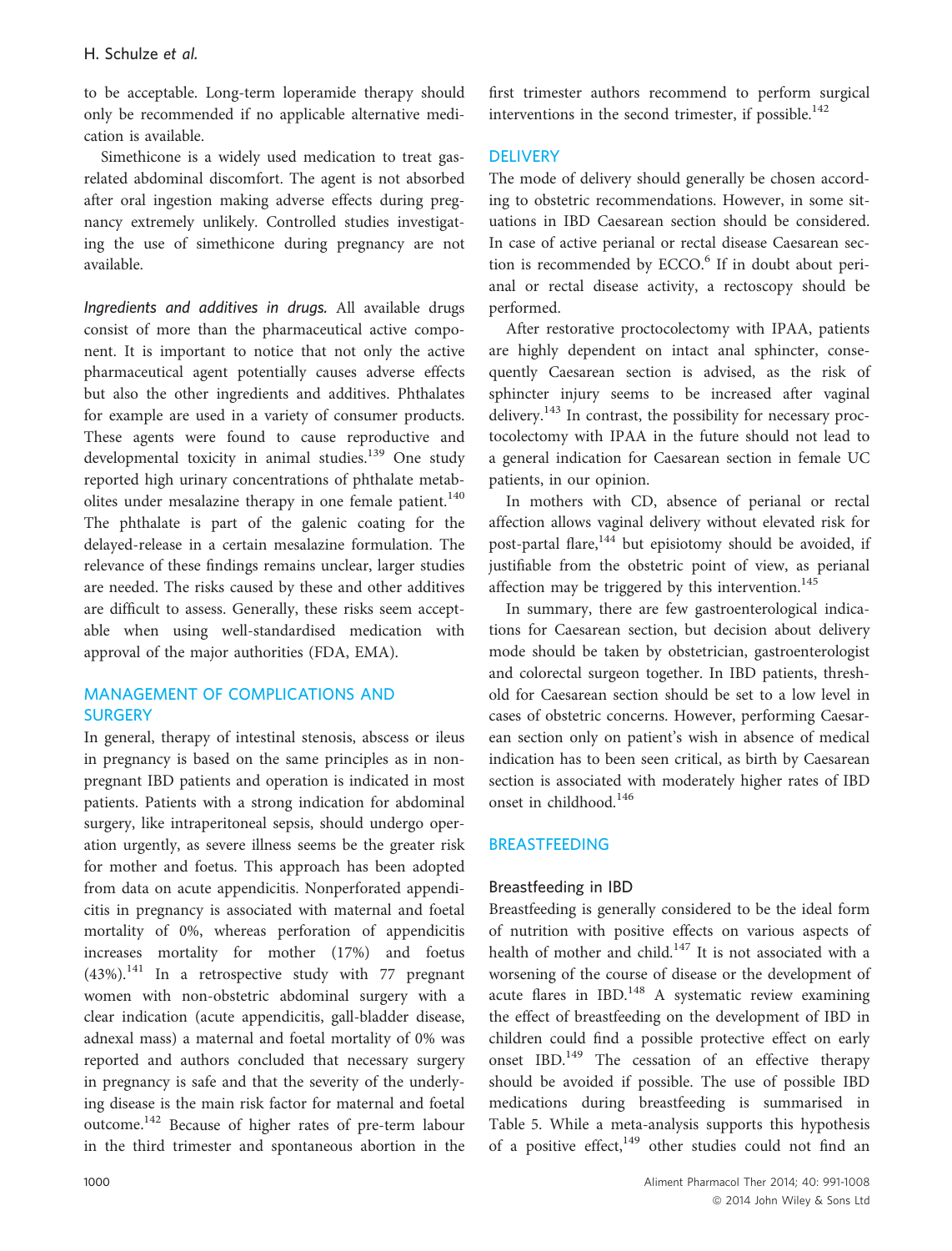to be acceptable. Long-term loperamide therapy should only be recommended if no applicable alternative medication is available.

Simethicone is a widely used medication to treat gas-related abdominal discomfort. The agent is not absorbed after oral ingestion making adverse effects during pregnancy extremely unlikely. Controlled studies investigating the use of simethicone during pregnancy are not available.

*Ingredients and additives in drugs.* All available drugs consist of more than the pharmaceutical active component. It is important to notice that not only the active pharmaceutical agent potentially causes adverse effects but also the other ingredients and additives. Phthalates for example are used in a variety of consumer products. These agents were found to cause reproductive and developmental toxicity in animal studies.[139] One study reported high urinary concentrations of phthalate metabolites under mesalazine therapy in one female patient.[140] The phthalate is part of the galenic coating for the delayed-release in a certain mesalazine formulation. The relevance of these findings remains unclear, larger studies are needed. The risks caused by these and other additives are difficult to assess. Generally, these risks seem acceptable when using well-standardised medication with approval of the major authorities (FDA, EMA).

## MANAGEMENT OF COMPLICATIONS AND SURGERY

In general, therapy of intestinal stenosis, abscess or ileus in pregnancy is based on the same principles as in non-pregnant IBD patients and operation is indicated in most patients. Patients with a strong indication for abdominal surgery, like intraperitoneal sepsis, should undergo operation urgently, as severe illness seems be the greater risk for mother and foetus. This approach has been adopted from data on acute appendicitis. Nonperforated appendicitis in pregnancy is associated with maternal and foetal mortality of 0%, whereas perforation of appendicitis increases mortality for mother (17%) and foetus (43%).[141] In a retrospective study with 77 pregnant women with non-obstetric abdominal surgery with a clear indication (acute appendicitis, gall-bladder disease, adnexal mass) a maternal and foetal mortality of 0% was reported and authors concluded that necessary surgery in pregnancy is safe and that the severity of the underlying disease is the main risk factor for maternal and foetal outcome.[142] Because of higher rates of pre-term labour in the third trimester and spontaneous abortion in the first trimester authors recommend to perform surgical interventions in the second trimester, if possible.[142]

## DELIVERY

The mode of delivery should generally be chosen according to obstetric recommendations. However, in some situations in IBD Caesarean section should be considered. In case of active perianal or rectal disease Caesarean section is recommended by ECCO.[6] If in doubt about perianal or rectal disease activity, a rectoscopy should be performed.

After restorative proctocolectomy with IPAA, patients are highly dependent on intact anal sphincter, consequently Caesarean section is advised, as the risk of sphincter injury seems to be increased after vaginal delivery.[143] In contrast, the possibility for necessary proctocolectomy with IPAA in the future should not lead to a general indication for Caesarean section in female UC patients, in our opinion.

In mothers with CD, absence of perianal or rectal affection allows vaginal delivery without elevated risk for post-partal flare,[144] but episiotomy should be avoided, if justifiable from the obstetric point of view, as perianal affection may be triggered by this intervention.[145]

In summary, there are few gastroenterological indications for Caesarean section, but decision about delivery mode should be taken by obstetrician, gastroenterologist and colorectal surgeon together. In IBD patients, threshold for Caesarean section should be set to a low level in cases of obstetric concerns. However, performing Caesarean section only on patient's wish in absence of medical indication has to been seen critical, as birth by Caesarean section is associated with moderately higher rates of IBD onset in childhood.[146]

## BREASTFEEDING

### Breastfeeding in IBD

Breastfeeding is generally considered to be the ideal form of nutrition with positive effects on various aspects of health of mother and child.[147] It is not associated with a worsening of the course of disease or the development of acute flares in IBD.[148] A systematic review examining the effect of breastfeeding on the development of IBD in children could find a possible protective effect on early onset IBD.[149] The cessation of an effective therapy should be avoided if possible. The use of possible IBD medications during breastfeeding is summarised in Table 5. While a meta-analysis supports this hypothesis of a positive effect,[149] other studies could not find an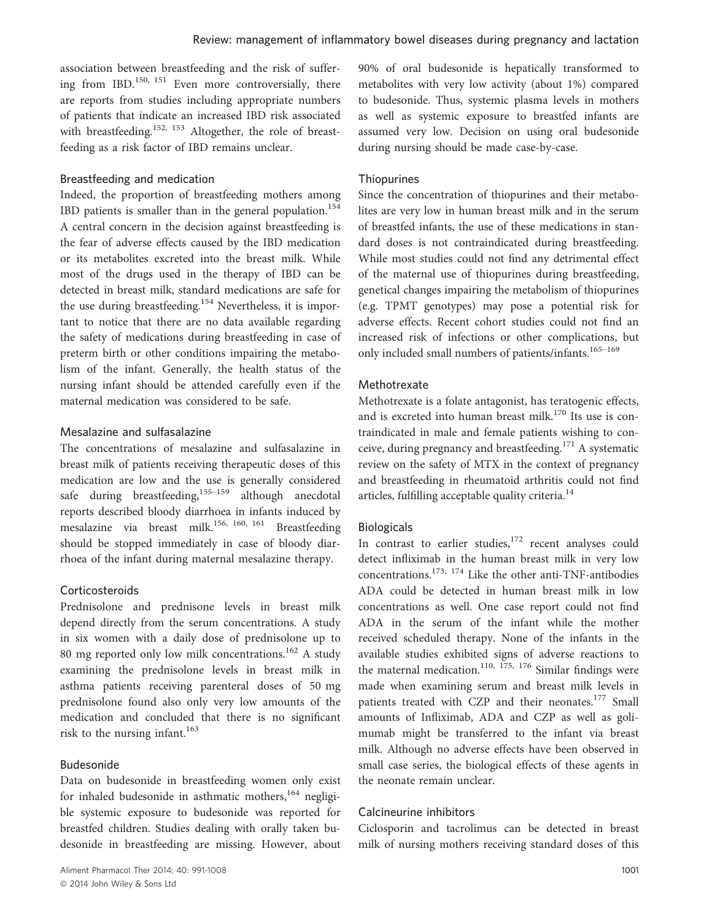association between breastfeeding and the risk of suffering from IBD.[150, 151] Even more controversially, there are reports from studies including appropriate numbers of patients that indicate an increased IBD risk associated with breastfeeding.[152, 153] Altogether, the role of breastfeeding as a risk factor of IBD remains unclear.

### Breastfeeding and medication

Indeed, the proportion of breastfeeding mothers among IBD patients is smaller than in the general population.[154] A central concern in the decision against breastfeeding is the fear of adverse effects caused by the IBD medication or its metabolites excreted into the breast milk. While most of the drugs used in the therapy of IBD can be detected in breast milk, standard medications are safe for the use during breastfeeding.[154] Nevertheless, it is important to notice that there are no data available regarding the safety of medications during breastfeeding in case of preterm birth or other conditions impairing the metabolism of the infant. Generally, the health status of the nursing infant should be attended carefully even if the maternal medication was considered to be safe.

### Mesalazine and sulfasalazine

The concentrations of mesalazine and sulfasalazine in breast milk of patients receiving therapeutic doses of this medication are low and the use is generally considered safe during breastfeeding,[155–159] although anecdotal reports described bloody diarrhoea in infants induced by mesalazine via breast milk.[156, 160, 161] Breastfeeding should be stopped immediately in case of bloody diarrhoea of the infant during maternal mesalazine therapy.

### Corticosteroids

Prednisolone and prednisone levels in breast milk depend directly from the serum concentrations. A study in six women with a daily dose of prednisolone up to 80 mg reported only low milk concentrations.[162] A study examining the prednisolone levels in breast milk in asthma patients receiving parenteral doses of 50 mg prednisolone found also only very low amounts of the medication and concluded that there is no significant risk to the nursing infant.[163]

### Budesonide

Data on budesonide in breastfeeding women only exist for inhaled budesonide in asthmatic mothers,[164] negligible systemic exposure to budesonide was reported for breastfed children. Studies dealing with orally taken budesonide in breastfeeding are missing. However, about 90% of oral budesonide is hepatically transformed to metabolites with very low activity (about 1%) compared to budesonide. Thus, systemic plasma levels in mothers as well as systemic exposure to breastfed infants are assumed very low. Decision on using oral budesonide during nursing should be made case-by-case.

### Thiopurines

Since the concentration of thiopurines and their metabolites are very low in human breast milk and in the serum of breastfed infants, the use of these medications in standard doses is not contraindicated during breastfeeding. While most studies could not find any detrimental effect of the maternal use of thiopurines during breastfeeding, genetical changes impairing the metabolism of thiopurines (e.g. TPMT genotypes) may pose a potential risk for adverse effects. Recent cohort studies could not find an increased risk of infections or other complications, but only included small numbers of patients/infants.[165–169]

### Methotrexate

Methotrexate is a folate antagonist, has teratogenic effects, and is excreted into human breast milk.[170] Its use is contraindicated in male and female patients wishing to conceive, during pregnancy and breastfeeding.[171] A systematic review on the safety of MTX in the context of pregnancy and breastfeeding in rheumatoid arthritis could not find articles, fulfilling acceptable quality criteria.[14]

### Biologicals

In contrast to earlier studies,[172] recent analyses could detect infliximab in the human breast milk in very low concentrations.[173, 174] Like the other anti-TNF-antibodies ADA could be detected in human breast milk in low concentrations as well. One case report could not find ADA in the serum of the infant while the mother received scheduled therapy. None of the infants in the available studies exhibited signs of adverse reactions to the maternal medication.[110, 175, 176] Similar findings were made when examining serum and breast milk levels in patients treated with CZP and their neonates.[177] Small amounts of Infliximab, ADA and CZP as well as golimumab might be transferred to the infant via breast milk. Although no adverse effects have been observed in small case series, the biological effects of these agents in the neonate remain unclear.

### Calcineurine inhibitors

Ciclosporin and tacrolimus can be detected in breast milk of nursing mothers receiving standard doses of this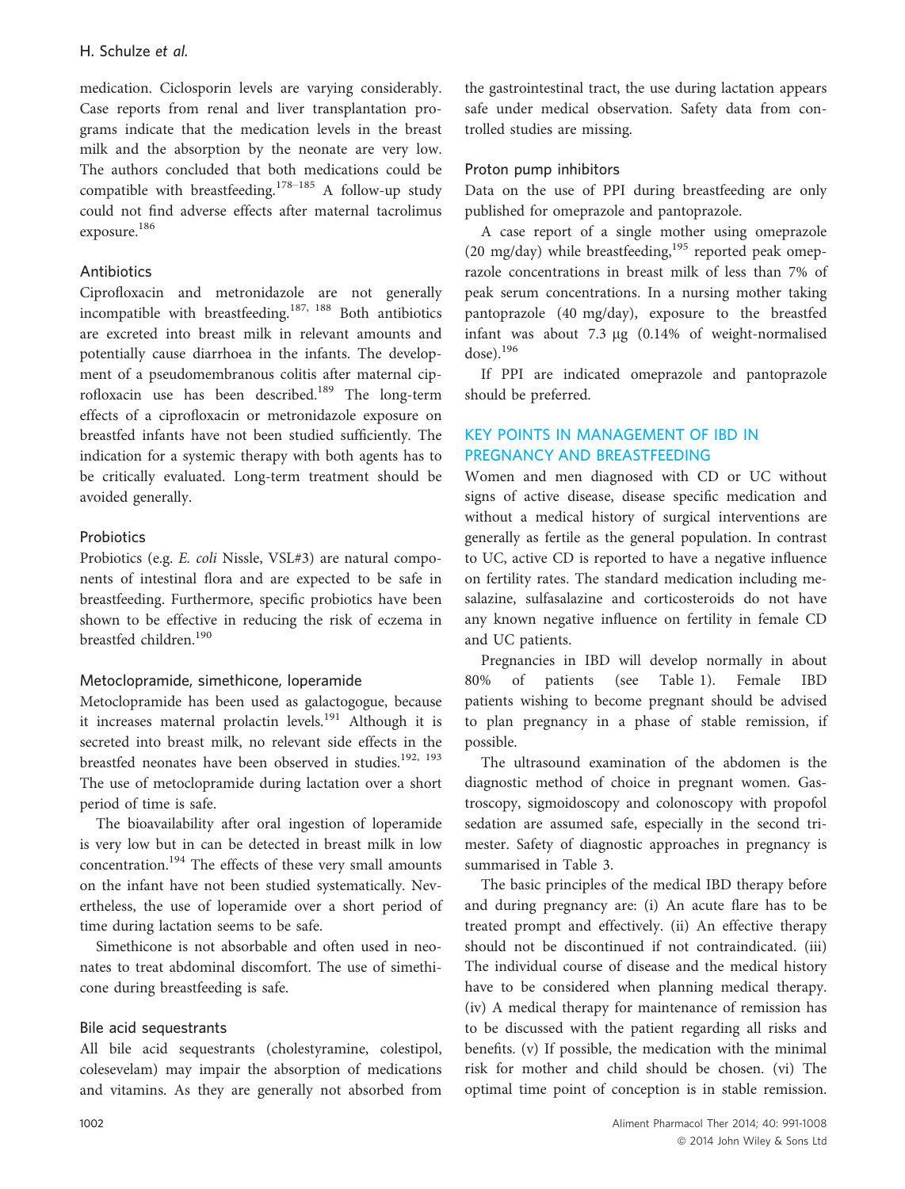medication. Ciclosporin levels are varying considerably. Case reports from renal and liver transplantation programs indicate that the medication levels in the breast milk and the absorption by the neonate are very low. The authors concluded that both medications could be compatible with breastfeeding.[178–185] A follow-up study could not find adverse effects after maternal tacrolimus exposure.[186]

### Antibiotics

Ciprofloxacin and metronidazole are not generally incompatible with breastfeeding.[187, 188] Both antibiotics are excreted into breast milk in relevant amounts and potentially cause diarrhoea in the infants. The development of a pseudomembranous colitis after maternal ciprofloxacin use has been described.[189] The long-term effects of a ciprofloxacin or metronidazole exposure on breastfed infants have not been studied sufficiently. The indication for a systemic therapy with both agents has to be critically evaluated. Long-term treatment should be avoided generally.

### Probiotics

Probiotics (e.g. *E. coli* Nissle, VSL#3) are natural components of intestinal flora and are expected to be safe in breastfeeding. Furthermore, specific probiotics have been shown to be effective in reducing the risk of eczema in breastfed children.[190]

### Metoclopramide, simethicone, loperamide

Metoclopramide has been used as galactogogue, because it increases maternal prolactin levels.[191] Although it is secreted into breast milk, no relevant side effects in the breastfed neonates have been observed in studies.[192, 193] The use of metoclopramide during lactation over a short period of time is safe.

The bioavailability after oral ingestion of loperamide is very low but in can be detected in breast milk in low concentration.[194] The effects of these very small amounts on the infant have not been studied systematically. Nevertheless, the use of loperamide over a short period of time during lactation seems to be safe.

Simethicone is not absorbable and often used in neonates to treat abdominal discomfort. The use of simethicone during breastfeeding is safe.

### Bile acid sequestrants

All bile acid sequestrants (cholestyramine, colestipol, colesevelam) may impair the absorption of medications and vitamins. As they are generally not absorbed from the gastrointestinal tract, the use during lactation appears safe under medical observation. Safety data from controlled studies are missing.

### Proton pump inhibitors

Data on the use of PPI during breastfeeding are only published for omeprazole and pantoprazole.

A case report of a single mother using omeprazole (20 mg/day) while breastfeeding,[195] reported peak omeprazole concentrations in breast milk of less than 7% of peak serum concentrations. In a nursing mother taking pantoprazole (40 mg/day), exposure to the breastfed infant was about 7.3 μg (0.14% of weight-normalised dose).[196]

If PPI are indicated omeprazole and pantoprazole should be preferred.

## KEY POINTS IN MANAGEMENT OF IBD IN PREGNANCY AND BREASTFEEDING

Women and men diagnosed with CD or UC without signs of active disease, disease specific medication and without a medical history of surgical interventions are generally as fertile as the general population. In contrast to UC, active CD is reported to have a negative influence on fertility rates. The standard medication including mesalazine, sulfasalazine and corticosteroids do not have any known negative influence on fertility in female CD and UC patients.

Pregnancies in IBD will develop normally in about 80% of patients (see Table 1). Female IBD patients wishing to become pregnant should be advised to plan pregnancy in a phase of stable remission, if possible.

The ultrasound examination of the abdomen is the diagnostic method of choice in pregnant women. Gastroscopy, sigmoidoscopy and colonoscopy with propofol sedation are assumed safe, especially in the second trimester. Safety of diagnostic approaches in pregnancy is summarised in Table 3.

The basic principles of the medical IBD therapy before and during pregnancy are: (i) An acute flare has to be treated prompt and effectively. (ii) An effective therapy should not be discontinued if not contraindicated. (iii) The individual course of disease and the medical history have to be considered when planning medical therapy. (iv) A medical therapy for maintenance of remission has to be discussed with the patient regarding all risks and benefits. (v) If possible, the medication with the minimal risk for mother and child should be chosen. (vi) The optimal time point of conception is in stable remission.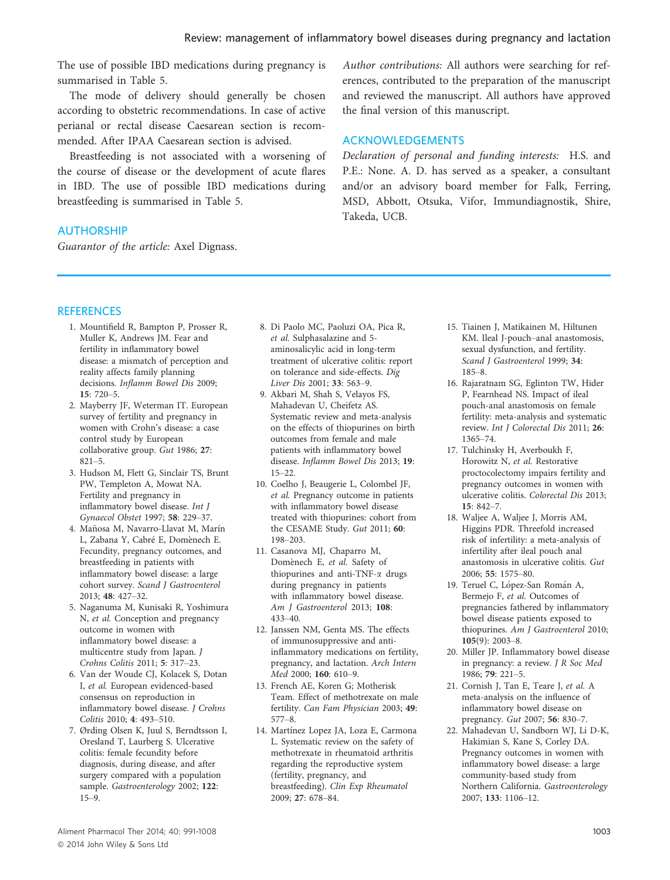The use of possible IBD medications during pregnancy is summarised in Table 5.

The mode of delivery should generally be chosen according to obstetric recommendations. In case of active perianal or rectal disease Caesarean section is recommended. After IPAA Caesarean section is advised.

Breastfeeding is not associated with a worsening of the course of disease or the development of acute flares in IBD. The use of possible IBD medications during breastfeeding is summarised in Table 5.

## AUTHORSHIP

*Guarantor of the article:* Axel Dignass.

*Author contributions:* All authors were searching for references, contributed to the preparation of the manuscript and reviewed the manuscript. All authors have approved the final version of this manuscript.

## ACKNOWLEDGEMENTS

*Declaration of personal and funding interests:* H.S. and P.E.: None. A. D. has served as a speaker, a consultant and/or an advisory board member for Falk, Ferring, MSD, Abbott, Otsuka, Vifor, Immundiagnostik, Shire, Takeda, UCB.

## REFERENCES

1. Mountifield R, Bampton P, Prosser R, Muller K, Andrews JM. Fear and fertility in inflammatory bowel disease: a mismatch of perception and reality affects family planning decisions. *Inflamm Bowel Dis* 2009; **15**: 720–5.
2. Mayberry JF, Weterman IT. European survey of fertility and pregnancy in women with Crohn's disease: a case control study by European collaborative group. *Gut* 1986; **27**: 821–5.
3. Hudson M, Flett G, Sinclair TS, Brunt PW, Templeton A, Mowat NA. Fertility and pregnancy in inflammatory bowel disease. *Int J Gynaecol Obstet* 1997; **58**: 229–37.
4. Mañosa M, Navarro-Llavat M, Marín L, Zabana Y, Cabré E, Domènech E. Fecundity, pregnancy outcomes, and breastfeeding in patients with inflammatory bowel disease: a large cohort survey. *Scand J Gastroenterol* 2013; **48**: 427–32.
5. Naganuma M, Kunisaki R, Yoshimura N, *et al.* Conception and pregnancy outcome in women with inflammatory bowel disease: a multicentre study from Japan. *J Crohns Colitis* 2011; **5**: 317–23.
6. Van der Woude CJ, Kolacek S, Dotan I, *et al.* European evidenced-based consensus on reproduction in inflammatory bowel disease. *J Crohns Colitis* 2010; **4**: 493–510.
7. Ørding Olsen K, Juul S, Berndtsson I, Oresland T, Laurberg S. Ulcerative colitis: female fecundity before diagnosis, during disease, and after surgery compared with a population sample. *Gastroenterology* 2002; **122**: 15–9.
8. Di Paolo MC, Paoluzi OA, Pica R, *et al.* Sulphasalazine and 5-aminosalicylic acid in long-term treatment of ulcerative colitis: report on tolerance and side-effects. *Dig Liver Dis* 2001; **33**: 563–9.
9. Akbari M, Shah S, Velayos FS, Mahadevan U, Cheifetz AS. Systematic review and meta-analysis on the effects of thiopurines on birth outcomes from female and male patients with inflammatory bowel disease. *Inflamm Bowel Dis* 2013; **19**: 15–22.
10. Coelho J, Beaugerie L, Colombel JF, *et al.* Pregnancy outcome in patients with inflammatory bowel disease treated with thiopurines: cohort from the CESAME Study. *Gut* 2011; **60**: 198–203.
11. Casanova MJ, Chaparro M, Domènech E, *et al.* Safety of thiopurines and anti-TNF-α drugs during pregnancy in patients with inflammatory bowel disease. *Am J Gastroenterol* 2013; **108**: 433–40.
12. Janssen NM, Genta MS. The effects of immunosuppressive and anti-inflammatory medications on fertility, pregnancy, and lactation. *Arch Intern Med* 2000; **160**: 610–9.
13. French AE, Koren G; Motherisk Team. Effect of methotrexate on male fertility. *Can Fam Physician* 2003; **49**: 577–8.
14. Martínez Lopez JA, Loza E, Carmona L. Systematic review on the safety of methotrexate in rheumatoid arthritis regarding the reproductive system (fertility, pregnancy, and breastfeeding). *Clin Exp Rheumatol* 2009; **27**: 678–84.
15. Tiainen J, Matikainen M, Hiltunen KM. Ileal J-pouch–anal anastomosis, sexual dysfunction, and fertility. *Scand J Gastroenterol* 1999; **34**: 185–8.
16. Rajaratnam SG, Eglinton TW, Hider P, Fearnhead NS. Impact of ileal pouch-anal anastomosis on female fertility: meta-analysis and systematic review. *Int J Colorectal Dis* 2011; **26**: 1365–74.
17. Tulchinsky H, Averboukh F, Horowitz N, *et al.* Restorative proctocolectomy impairs fertility and pregnancy outcomes in women with ulcerative colitis. *Colorectal Dis* 2013; **15**: 842–7.
18. Waljee A, Waljee J, Morris AM, Higgins PDR. Threefold increased risk of infertility: a meta-analysis of infertility after ileal pouch anal anastomosis in ulcerative colitis. *Gut* 2006; **55**: 1575–80.
19. Teruel C, López-San Román A, Bermejo F, *et al.* Outcomes of pregnancies fathered by inflammatory bowel disease patients exposed to thiopurines. *Am J Gastroenterol* 2010; **105**(9): 2003–8.
20. Miller JP. Inflammatory bowel disease in pregnancy: a review. *J R Soc Med* 1986; **79**: 221–5.
21. Cornish J, Tan E, Teare J, *et al.* A meta-analysis on the influence of inflammatory bowel disease on pregnancy. *Gut* 2007; **56**: 830–7.
22. Mahadevan U, Sandborn WJ, Li D-K, Hakimian S, Kane S, Corley DA. Pregnancy outcomes in women with inflammatory bowel disease: a large community-based study from Northern California. *Gastroenterology* 2007; **133**: 1106–12.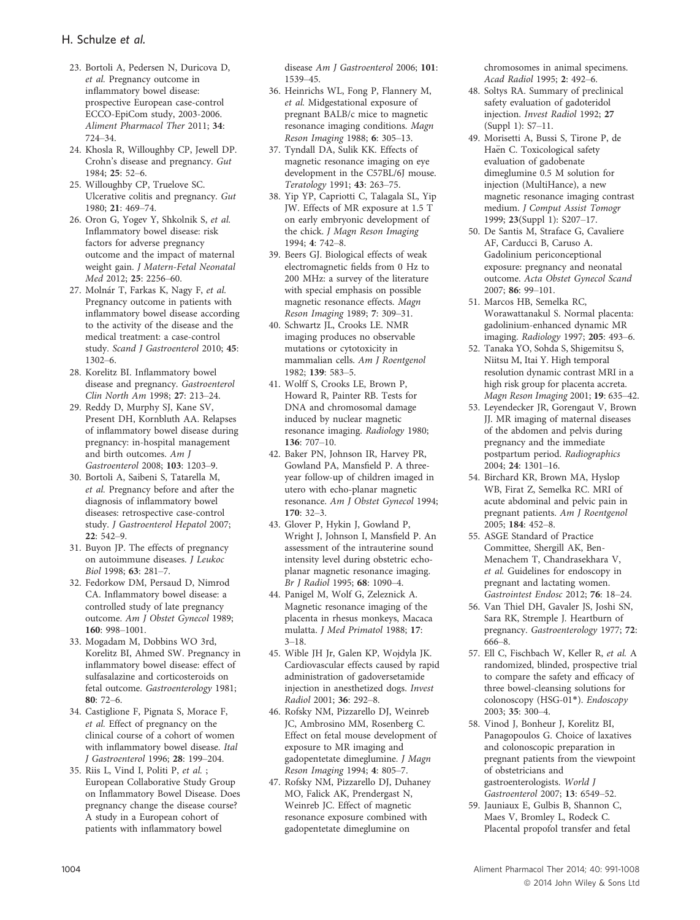23. Bortoli A, Pedersen N, Duricova D, *et al.* Pregnancy outcome in inflammatory bowel disease: prospective European case-control ECCO-EpiCom study, 2003-2006. *Aliment Pharmacol Ther* 2011; **34**: 724–34.
24. Khosla R, Willoughby CP, Jewell DP. Crohn's disease and pregnancy. *Gut* 1984; **25**: 52–6.
25. Willoughby CP, Truelove SC. Ulcerative colitis and pregnancy. *Gut* 1980; **21**: 469–74.
26. Oron G, Yogev Y, Shkolnik S, *et al.* Inflammatory bowel disease: risk factors for adverse pregnancy outcome and the impact of maternal weight gain. *J Matern-Fetal Neonatal Med* 2012; **25**: 2256–60.
27. Molnár T, Farkas K, Nagy F, *et al.* Pregnancy outcome in patients with inflammatory bowel disease according to the activity of the disease and the medical treatment: a case-control study. *Scand J Gastroenterol* 2010; **45**: 1302–6.
28. Korelitz BI. Inflammatory bowel disease and pregnancy. *Gastroenterol Clin North Am* 1998; **27**: 213–24.
29. Reddy D, Murphy SJ, Kane SV, Present DH, Kornbluth AA. Relapses of inflammatory bowel disease during pregnancy: in-hospital management and birth outcomes. *Am J Gastroenterol* 2008; **103**: 1203–9.
30. Bortoli A, Saibeni S, Tatarella M, *et al.* Pregnancy before and after the diagnosis of inflammatory bowel diseases: retrospective case-control study. *J Gastroenterol Hepatol* 2007; **22**: 542–9.
31. Buyon JP. The effects of pregnancy on autoimmune diseases. *J Leukoc Biol* 1998; **63**: 281–7.
32. Fedorkow DM, Persaud D, Nimrod CA. Inflammatory bowel disease: a controlled study of late pregnancy outcome. *Am J Obstet Gynecol* 1989; **160**: 998–1001.
33. Mogadam M, Dobbins WO 3rd, Korelitz BI, Ahmed SW. Pregnancy in inflammatory bowel disease: effect of sulfasalazine and corticosteroids on fetal outcome. *Gastroenterology* 1981; **80**: 72–6.
34. Castiglione F, Pignata S, Morace F, *et al.* Effect of pregnancy on the clinical course of a cohort of women with inflammatory bowel disease. *Ital J Gastroenterol* 1996; **28**: 199–204.
35. Riis L, Vind I, Politi P, *et al.* ; European Collaborative Study Group on Inflammatory Bowel Disease. Does pregnancy change the disease course? A study in a European cohort of patients with inflammatory bowel disease *Am J Gastroenterol* 2006; **101**: 1539–45.
36. Heinrichs WL, Fong P, Flannery M, *et al.* Midgestational exposure of pregnant BALB/c mice to magnetic resonance imaging conditions. *Magn Reson Imaging* 1988; **6**: 305–13.
37. Tyndall DA, Sulik KK. Effects of magnetic resonance imaging on eye development in the C57BL/6J mouse. *Teratology* 1991; **43**: 263–75.
38. Yip YP, Capriotti C, Talagala SL, Yip JW. Effects of MR exposure at 1.5 T on early embryonic development of the chick. *J Magn Reson Imaging* 1994; **4**: 742–8.
39. Beers GJ. Biological effects of weak electromagnetic fields from 0 Hz to 200 MHz: a survey of the literature with special emphasis on possible magnetic resonance effects. *Magn Reson Imaging* 1989; **7**: 309–31.
40. Schwartz JL, Crooks LE. NMR imaging produces no observable mutations or cytotoxicity in mammalian cells. *Am J Roentgenol* 1982; **139**: 583–5.
41. Wolff S, Crooks LE, Brown P, Howard R, Painter RB. Tests for DNA and chromosomal damage induced by nuclear magnetic resonance imaging. *Radiology* 1980; **136**: 707–10.
42. Baker PN, Johnson IR, Harvey PR, Gowland PA, Mansfield P. A three-year follow-up of children imaged in utero with echo-planar magnetic resonance. *Am J Obstet Gynecol* 1994; **170**: 32–3.
43. Glover P, Hykin J, Gowland P, Wright J, Johnson I, Mansfield P. An assessment of the intrauterine sound intensity level during obstetric echo-planar magnetic resonance imaging. *Br J Radiol* 1995; **68**: 1090–4.
44. Panigel M, Wolf G, Zeleznick A. Magnetic resonance imaging of the placenta in rhesus monkeys, Macaca mulatta. *J Med Primatol* 1988; **17**: 3–18.
45. Wible JH Jr, Galen KP, Wojdyla JK. Cardiovascular effects caused by rapid administration of gadoversetamide injection in anesthetized dogs. *Invest Radiol* 2001; **36**: 292–8.
46. Rofsky NM, Pizzarello DJ, Weinreb JC, Ambrosino MM, Rosenberg C. Effect on fetal mouse development of exposure to MR imaging and gadopentetate dimeglumine. *J Magn Reson Imaging* 1994; **4**: 805–7.
47. Rofsky NM, Pizzarello DJ, Duhaney MO, Falick AK, Prendergast N, Weinreb JC. Effect of magnetic resonance exposure combined with gadopentetate dimeglumine on chromosomes in animal specimens. *Acad Radiol* 1995; **2**: 492–6.
48. Soltys RA. Summary of preclinical safety evaluation of gadoteridol injection. *Invest Radiol* 1992; **27** (Suppl 1): S7–11.
49. Morisetti A, Bussi S, Tirone P, de Haën C. Toxicological safety evaluation of gadobenate dimeglumine 0.5 M solution for injection (MultiHance), a new magnetic resonance imaging contrast medium. *J Comput Assist Tomogr* 1999; **23**(Suppl 1): S207–17.
50. De Santis M, Straface G, Cavaliere AF, Carducci B, Caruso A. Gadolinium periconceptional exposure: pregnancy and neonatal outcome. *Acta Obstet Gynecol Scand* 2007; **86**: 99–101.
51. Marcos HB, Semelka RC, Worawattanakul S. Normal placenta: gadolinium-enhanced dynamic MR imaging. *Radiology* 1997; **205**: 493–6.
52. Tanaka YO, Sohda S, Shigemitsu S, Niitsu M, Itai Y. High temporal resolution dynamic contrast MRI in a high risk group for placenta accreta. *Magn Reson Imaging* 2001; **19**: 635–42.
53. Leyendecker JR, Gorengaut V, Brown JJ. MR imaging of maternal diseases of the abdomen and pelvis during pregnancy and the immediate postpartum period. *Radiographics* 2004; **24**: 1301–16.
54. Birchard KR, Brown MA, Hyslop WB, Firat Z, Semelka RC. MRI of acute abdominal and pelvic pain in pregnant patients. *Am J Roentgenol* 2005; **184**: 452–8.
55. ASGE Standard of Practice Committee, Shergill AK, Ben-Menachem T, Chandrasekhara V, *et al.* Guidelines for endoscopy in pregnant and lactating women. *Gastrointest Endosc* 2012; **76**: 18–24.
56. Van Thiel DH, Gavaler JS, Joshi SN, Sara RK, Stremple J. Heartburn of pregnancy. *Gastroenterology* 1977; **72**: 666–8.
57. Ell C, Fischbach W, Keller R, *et al.* A randomized, blinded, prospective trial to compare the safety and efficacy of three bowel-cleansing solutions for colonoscopy (HSG-01*). *Endoscopy* 2003; **35**: 300–4.
58. Vinod J, Bonheur J, Korelitz BI, Panagopoulos G. Choice of laxatives and colonoscopic preparation in pregnant patients from the viewpoint of obstetricians and gastroenterologists. *World J Gastroenterol* 2007; **13**: 6549–52.
59. Jauniaux E, Gulbis B, Shannon C, Maes V, Bromley L, Rodeck C. Placental propofol transfer and fetal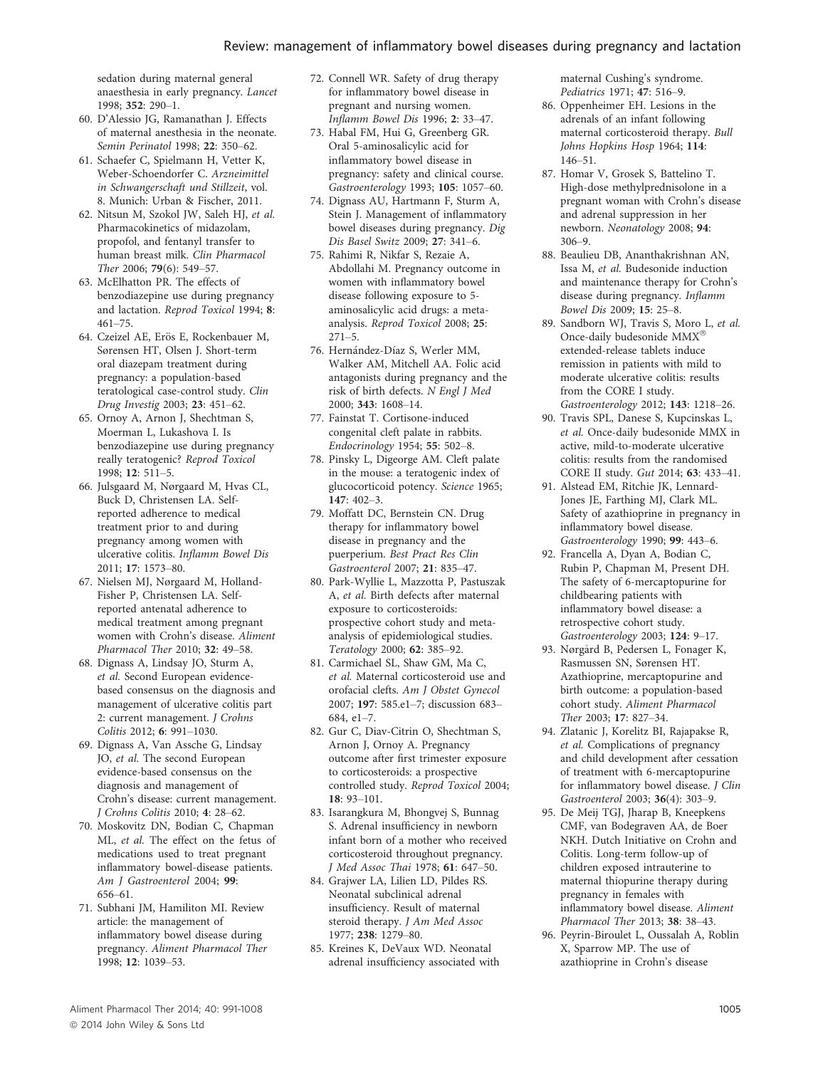sedation during maternal general anaesthesia in early pregnancy. *Lancet* 1998; **352**: 290–1.

60. D'Alessio JG, Ramanathan J. Effects of maternal anesthesia in the neonate. *Semin Perinatol* 1998; **22**: 350–62.
61. Schaefer C, Spielmann H, Vetter K, Weber-Schoendorfer C. *Arzneimittel in Schwangerschaft und Stillzeit*, vol. 8. Munich: Urban & Fischer, 2011.
62. Nitsun M, Szokol JW, Saleh HJ, *et al.* Pharmacokinetics of midazolam, propofol, and fentanyl transfer to human breast milk. *Clin Pharmacol Ther* 2006; **79**(6): 549–57.
63. McElhatton PR. The effects of benzodiazepine use during pregnancy and lactation. *Reprod Toxicol* 1994; **8**: 461–75.
64. Czeizel AE, Erös E, Rockenbauer M, Sørensen HT, Olsen J. Short-term oral diazepam treatment during pregnancy: a population-based teratological case-control study. *Clin Drug Investig* 2003; **23**: 451–62.
65. Ornoy A, Arnon J, Shechtman S, Moerman L, Lukashova I. Is benzodiazepine use during pregnancy really teratogenic? *Reprod Toxicol* 1998; **12**: 511–5.
66. Julsgaard M, Nørgaard M, Hvas CL, Buck D, Christensen LA. Self-reported adherence to medical treatment prior to and during pregnancy among women with ulcerative colitis. *Inflamm Bowel Dis* 2011; **17**: 1573–80.
67. Nielsen MJ, Nørgaard M, Holland-Fisher P, Christensen LA. Self-reported antenatal adherence to medical treatment among pregnant women with Crohn's disease. *Aliment Pharmacol Ther* 2010; **32**: 49–58.
68. Dignass A, Lindsay JO, Sturm A, *et al.* Second European evidence-based consensus on the diagnosis and management of ulcerative colitis part 2: current management. *J Crohns Colitis* 2012; **6**: 991–1030.
69. Dignass A, Van Assche G, Lindsay JO, *et al.* The second European evidence-based consensus on the diagnosis and management of Crohn's disease: current management. *J Crohns Colitis* 2010; **4**: 28–62.
70. Moskovitz DN, Bodian C, Chapman ML, *et al.* The effect on the fetus of medications used to treat pregnant inflammatory bowel-disease patients. *Am J Gastroenterol* 2004; **99**: 656–61.
71. Subhani JM, Hamiliton MI. Review article: the management of inflammatory bowel disease during pregnancy. *Aliment Pharmacol Ther* 1998; **12**: 1039–53.
72. Connell WR. Safety of drug therapy for inflammatory bowel disease in pregnant and nursing women. *Inflamm Bowel Dis* 1996; **2**: 33–47.
73. Habal FM, Hui G, Greenberg GR. Oral 5-aminosalicylic acid for inflammatory bowel disease in pregnancy: safety and clinical course. *Gastroenterology* 1993; **105**: 1057–60.
74. Dignass AU, Hartmann F, Sturm A, Stein J. Management of inflammatory bowel diseases during pregnancy. *Dig Dis Basel Switz* 2009; **27**: 341–6.
75. Rahimi R, Nikfar S, Rezaie A, Abdollahi M. Pregnancy outcome in women with inflammatory bowel disease following exposure to 5-aminosalicylic acid drugs: a meta-analysis. *Reprod Toxicol* 2008; **25**: 271–5.
76. Hernández-Díaz S, Werler MM, Walker AM, Mitchell AA. Folic acid antagonists during pregnancy and the risk of birth defects. *N Engl J Med* 2000; **343**: 1608–14.
77. Fainstat T. Cortisone-induced congenital cleft palate in rabbits. *Endocrinology* 1954; **55**: 502–8.
78. Pinsky L, Digeorge AM. Cleft palate in the mouse: a teratogenic index of glucocorticoid potency. *Science* 1965; **147**: 402–3.
79. Moffatt DC, Bernstein CN. Drug therapy for inflammatory bowel disease in pregnancy and the puerperium. *Best Pract Res Clin Gastroenterol* 2007; **21**: 835–47.
80. Park-Wyllie L, Mazzotta P, Pastuszak A, *et al.* Birth defects after maternal exposure to corticosteroids: prospective cohort study and meta-analysis of epidemiological studies. *Teratology* 2000; **62**: 385–92.
81. Carmichael SL, Shaw GM, Ma C, *et al.* Maternal corticosteroid use and orofacial clefts. *Am J Obstet Gynecol* 2007; **197**: 585.e1–7; discussion 683–684, e1–7.
82. Gur C, Diav-Citrin O, Shechtman S, Arnon J, Ornoy A. Pregnancy outcome after first trimester exposure to corticosteroids: a prospective controlled study. *Reprod Toxicol* 2004; **18**: 93–101.
83. Isarangkura M, Bhongvej S, Bunnag S. Adrenal insufficiency in newborn infant born of a mother who received corticosteroid throughout pregnancy. *J Med Assoc Thai* 1978; **61**: 647–50.
84. Grajwer LA, Lilien LD, Pildes RS. Neonatal subclinical adrenal insufficiency. Result of maternal steroid therapy. *J Am Med Assoc* 1977; **238**: 1279–80.
85. Kreines K, DeVaux WD. Neonatal adrenal insufficiency associated with maternal Cushing's syndrome. *Pediatrics* 1971; **47**: 516–9.
86. Oppenheimer EH. Lesions in the adrenals of an infant following maternal corticosteroid therapy. *Bull Johns Hopkins Hosp* 1964; **114**: 146–51.
87. Homar V, Grosek S, Battelino T. High-dose methylprednisolone in a pregnant woman with Crohn's disease and adrenal suppression in her newborn. *Neonatology* 2008; **94**: 306–9.
88. Beaulieu DB, Ananthakrishnan AN, Issa M, *et al.* Budesonide induction and maintenance therapy for Crohn's disease during pregnancy. *Inflamm Bowel Dis* 2009; **15**: 25–8.
89. Sandborn WJ, Travis S, Moro L, *et al.* Once-daily budesonide MMX® extended-release tablets induce remission in patients with mild to moderate ulcerative colitis: results from the CORE I study. *Gastroenterology* 2012; **143**: 1218–26.
90. Travis SPL, Danese S, Kupcinskas L, *et al.* Once-daily budesonide MMX in active, mild-to-moderate ulcerative colitis: results from the randomised CORE II study. *Gut* 2014; **63**: 433–41.
91. Alstead EM, Ritchie JK, Lennard-Jones JE, Farthing MJ, Clark ML. Safety of azathioprine in pregnancy in inflammatory bowel disease. *Gastroenterology* 1990; **99**: 443–6.
92. Francella A, Dyan A, Bodian C, Rubin P, Chapman M, Present DH. The safety of 6-mercaptopurine for childbearing patients with inflammatory bowel disease: a retrospective cohort study. *Gastroenterology* 2003; **124**: 9–17.
93. Nørgård B, Pedersen L, Fonager K, Rasmussen SN, Sørensen HT. Azathioprine, mercaptopurine and birth outcome: a population-based cohort study. *Aliment Pharmacol Ther* 2003; **17**: 827–34.
94. Zlatanic J, Korelitz BI, Rajapakse R, *et al.* Complications of pregnancy and child development after cessation of treatment with 6-mercaptopurine for inflammatory bowel disease. *J Clin Gastroenterol* 2003; **36**(4): 303–9.
95. De Meij TGJ, Jharap B, Kneepkens CMF, van Bodegraven AA, de Boer NKH. Dutch Initiative on Crohn and Colitis. Long-term follow-up of children exposed intrauterine to maternal thiopurine therapy during pregnancy in females with inflammatory bowel disease. *Aliment Pharmacol Ther* 2013; **38**: 38–43.
96. Peyrin-Biroulet L, Oussalah A, Roblin X, Sparrow MP. The use of azathioprine in Crohn's disease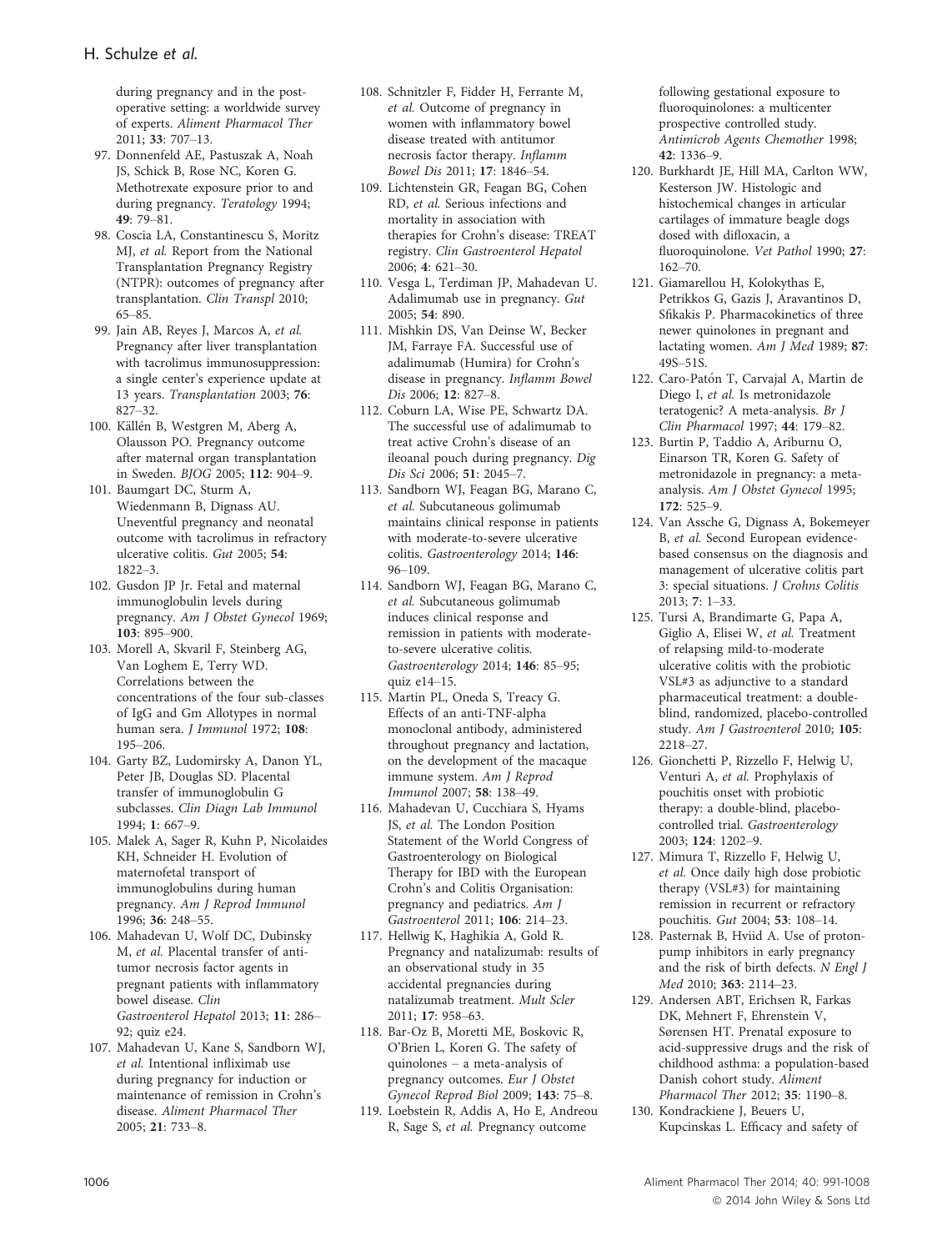during pregnancy and in the post-operative setting: a worldwide survey of experts. *Aliment Pharmacol Ther* 2011; **33**: 707–13.

97. Donnenfeld AE, Pastuszak A, Noah JS, Schick B, Rose NC, Koren G. Methotrexate exposure prior to and during pregnancy. *Teratology* 1994; **49**: 79–81.
98. Coscia LA, Constantinescu S, Moritz MJ, *et al.* Report from the National Transplantation Pregnancy Registry (NTPR): outcomes of pregnancy after transplantation. *Clin Transpl* 2010; 65–85.
99. Jain AB, Reyes J, Marcos A, *et al.* Pregnancy after liver transplantation with tacrolimus immunosuppression: a single center's experience update at 13 years. *Transplantation* 2003; **76**: 827–32.
100. Källén B, Westgren M, Aberg A, Olausson PO. Pregnancy outcome after maternal organ transplantation in Sweden. *BJOG* 2005; **112**: 904–9.
101. Baumgart DC, Sturm A, Wiedenmann B, Dignass AU. Uneventful pregnancy and neonatal outcome with tacrolimus in refractory ulcerative colitis. *Gut* 2005; **54**: 1822–3.
102. Gusdon JP Jr. Fetal and maternal immunoglobulin levels during pregnancy. *Am J Obstet Gynecol* 1969; **103**: 895–900.
103. Morell A, Skvaril F, Steinberg AG, Van Loghem E, Terry WD. Correlations between the concentrations of the four sub-classes of IgG and Gm Allotypes in normal human sera. *J Immunol* 1972; **108**: 195–206.
104. Garty BZ, Ludomirsky A, Danon YL, Peter JB, Douglas SD. Placental transfer of immunoglobulin G subclasses. *Clin Diagn Lab Immunol* 1994; **1**: 667–9.
105. Malek A, Sager R, Kuhn P, Nicolaides KH, Schneider H. Evolution of maternofetal transport of immunoglobulins during human pregnancy. *Am J Reprod Immunol* 1996; **36**: 248–55.
106. Mahadevan U, Wolf DC, Dubinsky M, *et al.* Placental transfer of anti-tumor necrosis factor agents in pregnant patients with inflammatory bowel disease. *Clin Gastroenterol Hepatol* 2013; **11**: 286–92; quiz e24.
107. Mahadevan U, Kane S, Sandborn WJ, *et al.* Intentional infliximab use during pregnancy for induction or maintenance of remission in Crohn's disease. *Aliment Pharmacol Ther* 2005; **21**: 733–8.
108. Schnitzler F, Fidder H, Ferrante M, *et al.* Outcome of pregnancy in women with inflammatory bowel disease treated with antitumor necrosis factor therapy. *Inflamm Bowel Dis* 2011; **17**: 1846–54.
109. Lichtenstein GR, Feagan BG, Cohen RD, *et al.* Serious infections and mortality in association with therapies for Crohn's disease: TREAT registry. *Clin Gastroenterol Hepatol* 2006; **4**: 621–30.
110. Vesga L, Terdiman JP, Mahadevan U. Adalimumab use in pregnancy. *Gut* 2005; **54**: 890.
111. Mishkin DS, Van Deinse W, Becker JM, Farraye FA. Successful use of adalimumab (Humira) for Crohn's disease in pregnancy. *Inflamm Bowel Dis* 2006; **12**: 827–8.
112. Coburn LA, Wise PE, Schwartz DA. The successful use of adalimumab to treat active Crohn's disease of an ileoanal pouch during pregnancy. *Dig Dis Sci* 2006; **51**: 2045–7.
113. Sandborn WJ, Feagan BG, Marano C, *et al.* Subcutaneous golimumab maintains clinical response in patients with moderate-to-severe ulcerative colitis. *Gastroenterology* 2014; **146**: 96–109.
114. Sandborn WJ, Feagan BG, Marano C, *et al.* Subcutaneous golimumab induces clinical response and remission in patients with moderate-to-severe ulcerative colitis. *Gastroenterology* 2014; **146**: 85–95; quiz e14–15.
115. Martin PL, Oneda S, Treacy G. Effects of an anti-TNF-alpha monoclonal antibody, administered throughout pregnancy and lactation, on the development of the macaque immune system. *Am J Reprod Immunol* 2007; **58**: 138–49.
116. Mahadevan U, Cucchiara S, Hyams JS, *et al.* The London Position Statement of the World Congress of Gastroenterology on Biological Therapy for IBD with the European Crohn's and Colitis Organisation: pregnancy and pediatrics. *Am J Gastroenterol* 2011; **106**: 214–23.
117. Hellwig K, Haghikia A, Gold R. Pregnancy and natalizumab: results of an observational study in 35 accidental pregnancies during natalizumab treatment. *Mult Scler* 2011; **17**: 958–63.
118. Bar-Oz B, Moretti ME, Boskovic R, O'Brien L, Koren G. The safety of quinolones – a meta-analysis of pregnancy outcomes. *Eur J Obstet Gynecol Reprod Biol* 2009; **143**: 75–8.
119. Loebstein R, Addis A, Ho E, Andreou R, Sage S, *et al.* Pregnancy outcome following gestational exposure to fluoroquinolones: a multicenter prospective controlled study. *Antimicrob Agents Chemother* 1998; **42**: 1336–9.
120. Burkhardt JE, Hill MA, Carlton WW, Kesterson JW. Histologic and histochemical changes in articular cartilages of immature beagle dogs dosed with difloxacin, a fluoroquinolone. *Vet Pathol* 1990; **27**: 162–70.
121. Giamarellou H, Kolokythas E, Petrikkos G, Gazis J, Aravantinos D, Sfikakis P. Pharmacokinetics of three newer quinolones in pregnant and lactating women. *Am J Med* 1989; **87**: 49S–51S.
122. Caro-Patón T, Carvajal A, Martin de Diego I, *et al.* Is metronidazole teratogenic? A meta-analysis. *Br J Clin Pharmacol* 1997; **44**: 179–82.
123. Burtin P, Taddio A, Ariburnu O, Einarson TR, Koren G. Safety of metronidazole in pregnancy: a meta-analysis. *Am J Obstet Gynecol* 1995; **172**: 525–9.
124. Van Assche G, Dignass A, Bokemeyer B, *et al.* Second European evidence-based consensus on the diagnosis and management of ulcerative colitis part 3: special situations. *J Crohns Colitis* 2013; **7**: 1–33.
125. Tursi A, Brandimarte G, Papa A, Giglio A, Elisei W, *et al.* Treatment of relapsing mild-to-moderate ulcerative colitis with the probiotic VSL#3 as adjunctive to a standard pharmaceutical treatment: a double-blind, randomized, placebo-controlled study. *Am J Gastroenterol* 2010; **105**: 2218–27.
126. Gionchetti P, Rizzello F, Helwig U, Venturi A, *et al.* Prophylaxis of pouchitis onset with probiotic therapy: a double-blind, placebo-controlled trial. *Gastroenterology* 2003; **124**: 1202–9.
127. Mimura T, Rizzello F, Helwig U, *et al.* Once daily high dose probiotic therapy (VSL#3) for maintaining remission in recurrent or refractory pouchitis. *Gut* 2004; **53**: 108–14.
128. Pasternak B, Hviid A. Use of proton-pump inhibitors in early pregnancy and the risk of birth defects. *N Engl J Med* 2010; **363**: 2114–23.
129. Andersen ABT, Erichsen R, Farkas DK, Mehnert F, Ehrenstein V, Sørensen HT. Prenatal exposure to acid-suppressive drugs and the risk of childhood asthma: a population-based Danish cohort study. *Aliment Pharmacol Ther* 2012; **35**: 1190–8.
130. Kondrackiene J, Beuers U, Kupcinskas L. Efficacy and safety of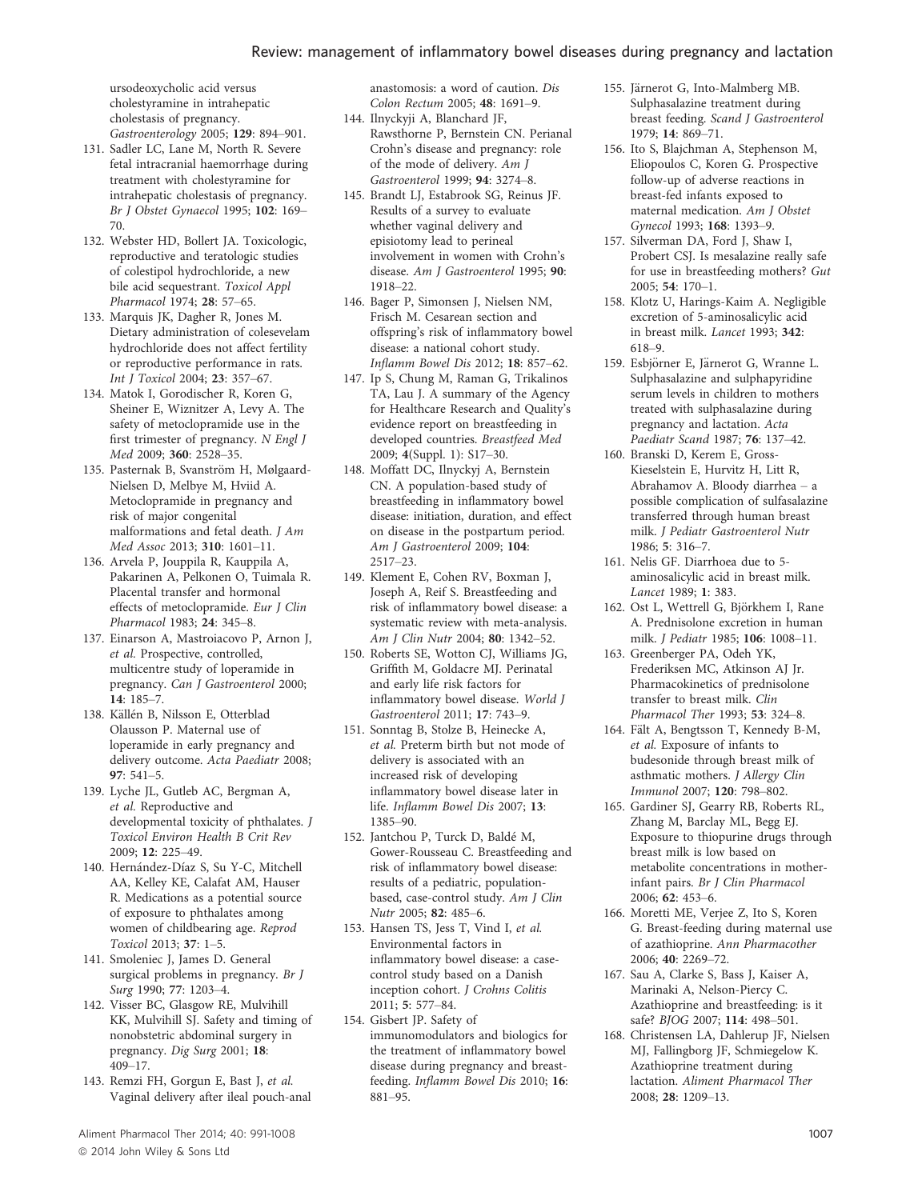ursodeoxycholic acid versus cholestyramine in intrahepatic cholestasis of pregnancy. *Gastroenterology* 2005; **129**: 894–901.

131. Sadler LC, Lane M, North R. Severe fetal intracranial haemorrhage during treatment with cholestyramine for intrahepatic cholestasis of pregnancy. *Br J Obstet Gynaecol* 1995; **102**: 169–70.
132. Webster HD, Bollert JA. Toxicologic, reproductive and teratologic studies of colestipol hydrochloride, a new bile acid sequestrant. *Toxicol Appl Pharmacol* 1974; **28**: 57–65.
133. Marquis JK, Dagher R, Jones M. Dietary administration of colesevelam hydrochloride does not affect fertility or reproductive performance in rats. *Int J Toxicol* 2004; **23**: 357–67.
134. Matok I, Gorodischer R, Koren G, Sheiner E, Wiznitzer A, Levy A. The safety of metoclopramide use in the first trimester of pregnancy. *N Engl J Med* 2009; **360**: 2528–35.
135. Pasternak B, Svanström H, Mølgaard-Nielsen D, Melbye M, Hviid A. Metoclopramide in pregnancy and risk of major congenital malformations and fetal death. *J Am Med Assoc* 2013; **310**: 1601–11.
136. Arvela P, Jouppila R, Kauppila A, Pakarinen A, Pelkonen O, Tuimala R. Placental transfer and hormonal effects of metoclopramide. *Eur J Clin Pharmacol* 1983; **24**: 345–8.
137. Einarson A, Mastroiacovo P, Arnon J, *et al.* Prospective, controlled, multicentre study of loperamide in pregnancy. *Can J Gastroenterol* 2000; **14**: 185–7.
138. Källén B, Nilsson E, Otterblad Olausson P. Maternal use of loperamide in early pregnancy and delivery outcome. *Acta Paediatr* 2008; **97**: 541–5.
139. Lyche JL, Gutleb AC, Bergman A, *et al.* Reproductive and developmental toxicity of phthalates. *J Toxicol Environ Health B Crit Rev* 2009; **12**: 225–49.
140. Hernández-Díaz S, Su Y-C, Mitchell AA, Kelley KE, Calafat AM, Hauser R. Medications as a potential source of exposure to phthalates among women of childbearing age. *Reprod Toxicol* 2013; **37**: 1–5.
141. Smoleniec J, James D. General surgical problems in pregnancy. *Br J Surg* 1990; **77**: 1203–4.
142. Visser BC, Glasgow RE, Mulvihill KK, Mulvihill SJ. Safety and timing of nonobstetric abdominal surgery in pregnancy. *Dig Surg* 2001; **18**: 409–17.
143. Remzi FH, Gorgun E, Bast J, *et al.* Vaginal delivery after ileal pouch-anal anastomosis: a word of caution. *Dis Colon Rectum* 2005; **48**: 1691–9.
144. Ilnyckyji A, Blanchard JF, Rawsthorne P, Bernstein CN. Perianal Crohn's disease and pregnancy: role of the mode of delivery. *Am J Gastroenterol* 1999; **94**: 3274–8.
145. Brandt LJ, Estabrook SG, Reinus JF. Results of a survey to evaluate whether vaginal delivery and episiotomy lead to perineal involvement in women with Crohn's disease. *Am J Gastroenterol* 1995; **90**: 1918–22.
146. Bager P, Simonsen J, Nielsen NM, Frisch M. Cesarean section and offspring's risk of inflammatory bowel disease: a national cohort study. *Inflamm Bowel Dis* 2012; **18**: 857–62.
147. Ip S, Chung M, Raman G, Trikalinos TA, Lau J. A summary of the Agency for Healthcare Research and Quality's evidence report on breastfeeding in developed countries. *Breastfeed Med* 2009; **4**(Suppl. 1): S17–30.
148. Moffatt DC, Ilnyckyj A, Bernstein CN. A population-based study of breastfeeding in inflammatory bowel disease: initiation, duration, and effect on disease in the postpartum period. *Am J Gastroenterol* 2009; **104**: 2517–23.
149. Klement E, Cohen RV, Boxman J, Joseph A, Reif S. Breastfeeding and risk of inflammatory bowel disease: a systematic review with meta-analysis. *Am J Clin Nutr* 2004; **80**: 1342–52.
150. Roberts SE, Wotton CJ, Williams JG, Griffith M, Goldacre MJ. Perinatal and early life risk factors for inflammatory bowel disease. *World J Gastroenterol* 2011; **17**: 743–9.
151. Sonntag B, Stolze B, Heinecke A, *et al.* Preterm birth but not mode of delivery is associated with an increased risk of developing inflammatory bowel disease later in life. *Inflamm Bowel Dis* 2007; **13**: 1385–90.
152. Jantchou P, Turck D, Baldé M, Gower-Rousseau C. Breastfeeding and risk of inflammatory bowel disease: results of a pediatric, population-based, case-control study. *Am J Clin Nutr* 2005; **82**: 485–6.
153. Hansen TS, Jess T, Vind I, *et al.* Environmental factors in inflammatory bowel disease: a case-control study based on a Danish inception cohort. *J Crohns Colitis* 2011; **5**: 577–84.
154. Gisbert JP. Safety of immunomodulators and biologics for the treatment of inflammatory bowel disease during pregnancy and breast-feeding. *Inflamm Bowel Dis* 2010; **16**: 881–95.
155. Järnerot G, Into-Malmberg MB. Sulphasalazine treatment during breast feeding. *Scand J Gastroenterol* 1979; **14**: 869–71.
156. Ito S, Blajchman A, Stephenson M, Eliopoulos C, Koren G. Prospective follow-up of adverse reactions in breast-fed infants exposed to maternal medication. *Am J Obstet Gynecol* 1993; **168**: 1393–9.
157. Silverman DA, Ford J, Shaw I, Probert CSJ. Is mesalazine really safe for use in breastfeeding mothers? *Gut* 2005; **54**: 170–1.
158. Klotz U, Harings-Kaim A. Negligible excretion of 5-aminosalicylic acid in breast milk. *Lancet* 1993; **342**: 618–9.
159. Esbjörner E, Järnerot G, Wranne L. Sulphasalazine and sulphapyridine serum levels in children to mothers treated with sulphasalazine during pregnancy and lactation. *Acta Paediatr Scand* 1987; **76**: 137–42.
160. Branski D, Kerem E, Gross-Kieselstein E, Hurvitz H, Litt R, Abrahamov A. Bloody diarrhea – a possible complication of sulfasalazine transferred through human breast milk. *J Pediatr Gastroenterol Nutr* 1986; **5**: 316–7.
161. Nelis GF. Diarrhoea due to 5-aminosalicylic acid in breast milk. *Lancet* 1989; **1**: 383.
162. Ost L, Wettrell G, Björkhem I, Rane A. Prednisolone excretion in human milk. *J Pediatr* 1985; **106**: 1008–11.
163. Greenberger PA, Odeh YK, Frederiksen MC, Atkinson AJ Jr. Pharmacokinetics of prednisolone transfer to breast milk. *Clin Pharmacol Ther* 1993; **53**: 324–8.
164. Fält A, Bengtsson T, Kennedy B-M, *et al.* Exposure of infants to budesonide through breast milk of asthmatic mothers. *J Allergy Clin Immunol* 2007; **120**: 798–802.
165. Gardiner SJ, Gearry RB, Roberts RL, Zhang M, Barclay ML, Begg EJ. Exposure to thiopurine drugs through breast milk is low based on metabolite concentrations in mother-infant pairs. *Br J Clin Pharmacol* 2006; **62**: 453–6.
166. Moretti ME, Verjee Z, Ito S, Koren G. Breast-feeding during maternal use of azathioprine. *Ann Pharmacother* 2006; **40**: 2269–72.
167. Sau A, Clarke S, Bass J, Kaiser A, Marinaki A, Nelson-Piercy C. Azathioprine and breastfeeding: is it safe? *BJOG* 2007; **114**: 498–501.
168. Christensen LA, Dahlerup JF, Nielsen MJ, Fallingborg JF, Schmiegelow K. Azathioprine treatment during lactation. *Aliment Pharmacol Ther* 2008; **28**: 1209–13.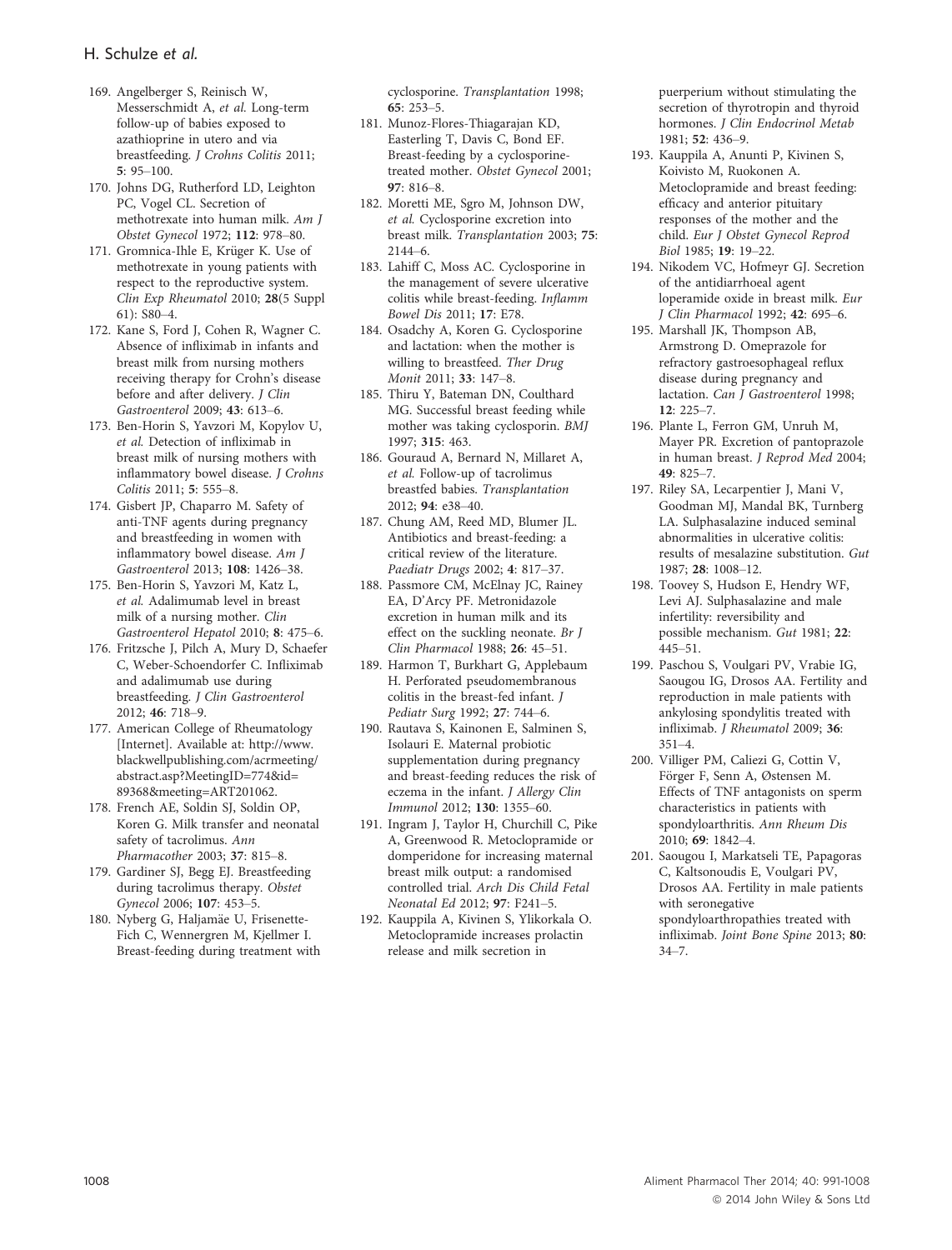169. Angelberger S, Reinisch W, Messerschmidt A, *et al.* Long-term follow-up of babies exposed to azathioprine in utero and via breastfeeding. *J Crohns Colitis* 2011; **5**: 95–100.
170. Johns DG, Rutherford LD, Leighton PC, Vogel CL. Secretion of methotrexate into human milk. *Am J Obstet Gynecol* 1972; **112**: 978–80.
171. Gromnica-Ihle E, Krüger K. Use of methotrexate in young patients with respect to the reproductive system. *Clin Exp Rheumatol* 2010; **28**(5 Suppl 61): S80–4.
172. Kane S, Ford J, Cohen R, Wagner C. Absence of infliximab in infants and breast milk from nursing mothers receiving therapy for Crohn's disease before and after delivery. *J Clin Gastroenterol* 2009; **43**: 613–6.
173. Ben-Horin S, Yavzori M, Kopylov U, *et al.* Detection of infliximab in breast milk of nursing mothers with inflammatory bowel disease. *J Crohns Colitis* 2011; **5**: 555–8.
174. Gisbert JP, Chaparro M. Safety of anti-TNF agents during pregnancy and breastfeeding in women with inflammatory bowel disease. *Am J Gastroenterol* 2013; **108**: 1426–38.
175. Ben-Horin S, Yavzori M, Katz L, *et al.* Adalimumab level in breast milk of a nursing mother. *Clin Gastroenterol Hepatol* 2010; **8**: 475–6.
176. Fritzsche J, Pilch A, Mury D, Schaefer C, Weber-Schoendorfer C. Infliximab and adalimumab use during breastfeeding. *J Clin Gastroenterol* 2012; **46**: 718–9.
177. American College of Rheumatology [Internet]. Available at: http://www.blackwellpublishing.com/acrmeeting/abstract.asp?MeetingID=774&id=89368&meeting=ART201062.
178. French AE, Soldin SJ, Soldin OP, Koren G. Milk transfer and neonatal safety of tacrolimus. *Ann Pharmacother* 2003; **37**: 815–8.
179. Gardiner SJ, Begg EJ. Breastfeeding during tacrolimus therapy. *Obstet Gynecol* 2006; **107**: 453–5.
180. Nyberg G, Haljamäe U, Frisenette-Fich C, Wennergren M, Kjellmer I. Breast-feeding during treatment with cyclosporine. *Transplantation* 1998; **65**: 253–5.
181. Munoz-Flores-Thiagarajan KD, Easterling T, Davis C, Bond EF. Breast-feeding by a cyclosporine-treated mother. *Obstet Gynecol* 2001; **97**: 816–8.
182. Moretti ME, Sgro M, Johnson DW, *et al.* Cyclosporine excretion into breast milk. *Transplantation* 2003; **75**: 2144–6.
183. Lahiff C, Moss AC. Cyclosporine in the management of severe ulcerative colitis while breast-feeding. *Inflamm Bowel Dis* 2011; **17**: E78.
184. Osadchy A, Koren G. Cyclosporine and lactation: when the mother is willing to breastfeed. *Ther Drug Monit* 2011; **33**: 147–8.
185. Thiru Y, Bateman DN, Coulthard MG. Successful breast feeding while mother was taking cyclosporin. *BMJ* 1997; **315**: 463.
186. Gouraud A, Bernard N, Millaret A, *et al.* Follow-up of tacrolimus breastfed babies. *Transplantation* 2012; **94**: e38–40.
187. Chung AM, Reed MD, Blumer JL. Antibiotics and breast-feeding: a critical review of the literature. *Paediatr Drugs* 2002; **4**: 817–37.
188. Passmore CM, McElnay JC, Rainey EA, D'Arcy PF. Metronidazole excretion in human milk and its effect on the suckling neonate. *Br J Clin Pharmacol* 1988; **26**: 45–51.
189. Harmon T, Burkhart G, Applebaum H. Perforated pseudomembranous colitis in the breast-fed infant. *J Pediatr Surg* 1992; **27**: 744–6.
190. Rautava S, Kainonen E, Salminen S, Isolauri E. Maternal probiotic supplementation during pregnancy and breast-feeding reduces the risk of eczema in the infant. *J Allergy Clin Immunol* 2012; **130**: 1355–60.
191. Ingram J, Taylor H, Churchill C, Pike A, Greenwood R. Metoclopramide or domperidone for increasing maternal breast milk output: a randomised controlled trial. *Arch Dis Child Fetal Neonatal Ed* 2012; **97**: F241–5.
192. Kauppila A, Kivinen S, Ylikorkala O. Metoclopramide increases prolactin release and milk secretion in puerperium without stimulating the secretion of thyrotropin and thyroid hormones. *J Clin Endocrinol Metab* 1981; **52**: 436–9.
193. Kauppila A, Anunti P, Kivinen S, Koivisto M, Ruokonen A. Metoclopramide and breast feeding: efficacy and anterior pituitary responses of the mother and the child. *Eur J Obstet Gynecol Reprod Biol* 1985; **19**: 19–22.
194. Nikodem VC, Hofmeyr GJ. Secretion of the antidiarrhoeal agent loperamide oxide in breast milk. *Eur J Clin Pharmacol* 1992; **42**: 695–6.
195. Marshall JK, Thompson AB, Armstrong D. Omeprazole for refractory gastroesophageal reflux disease during pregnancy and lactation. *Can J Gastroenterol* 1998; **12**: 225–7.
196. Plante L, Ferron GM, Unruh M, Mayer PR. Excretion of pantoprazole in human breast. *J Reprod Med* 2004; **49**: 825–7.
197. Riley SA, Lecarpentier J, Mani V, Goodman MJ, Mandal BK, Turnberg LA. Sulphasalazine induced seminal abnormalities in ulcerative colitis: results of mesalazine substitution. *Gut* 1987; **28**: 1008–12.
198. Toovey S, Hudson E, Hendry WF, Levi AJ. Sulphasalazine and male infertility: reversibility and possible mechanism. *Gut* 1981; **22**: 445–51.
199. Paschou S, Voulgari PV, Vrabie IG, Saougou IG, Drosos AA. Fertility and reproduction in male patients with ankylosing spondylitis treated with infliximab. *J Rheumatol* 2009; **36**: 351–4.
200. Villiger PM, Caliezi G, Cottin V, Förger F, Senn A, Østensen M. Effects of TNF antagonists on sperm characteristics in patients with spondyloarthritis. *Ann Rheum Dis* 2010; **69**: 1842–4.
201. Saougou I, Markatseli TE, Papagoras C, Kaltsonoudis E, Voulgari PV, Drosos AA. Fertility in male patients with seronegative spondyloarthropathies treated with infliximab. *Joint Bone Spine* 2013; **80**: 34–7.